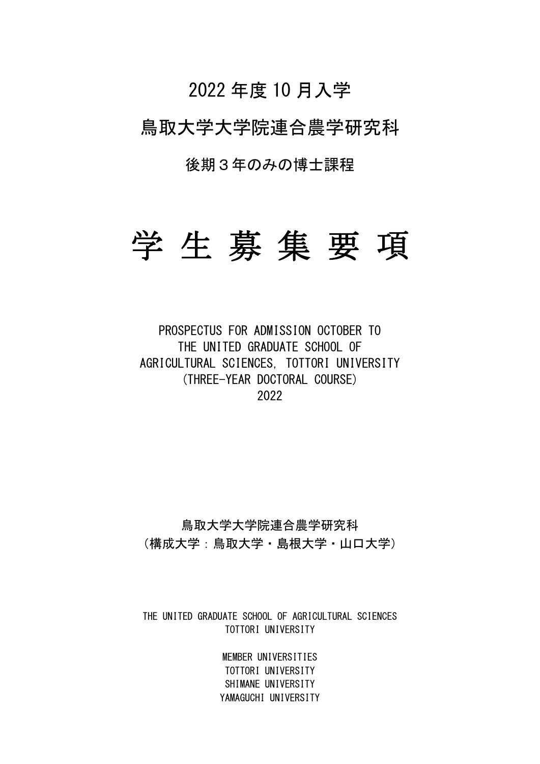2022 年度 10 月入学

鳥取大学大学院連合農学研究科

後期３年のみの博士課程

# 学 生 募 集 要 項

PROSPECTUS FOR ADMISSION OCTOBER TO
THE UNITED GRADUATE SCHOOL OF
AGRICULTURAL SCIENCES, TOTTORI UNIVERSITY
(THREE-YEAR DOCTORAL COURSE)
2022

鳥取大学大学院連合農学研究科
（構成大学：鳥取大学・島根大学・山口大学）

THE UNITED GRADUATE SCHOOL OF AGRICULTURAL SCIENCES
TOTTORI UNIVERSITY

MEMBER UNIVERSITIES
TOTTORI UNIVERSITY
SHIMANE UNIVERSITY
YAMAGUCHI UNIVERSITY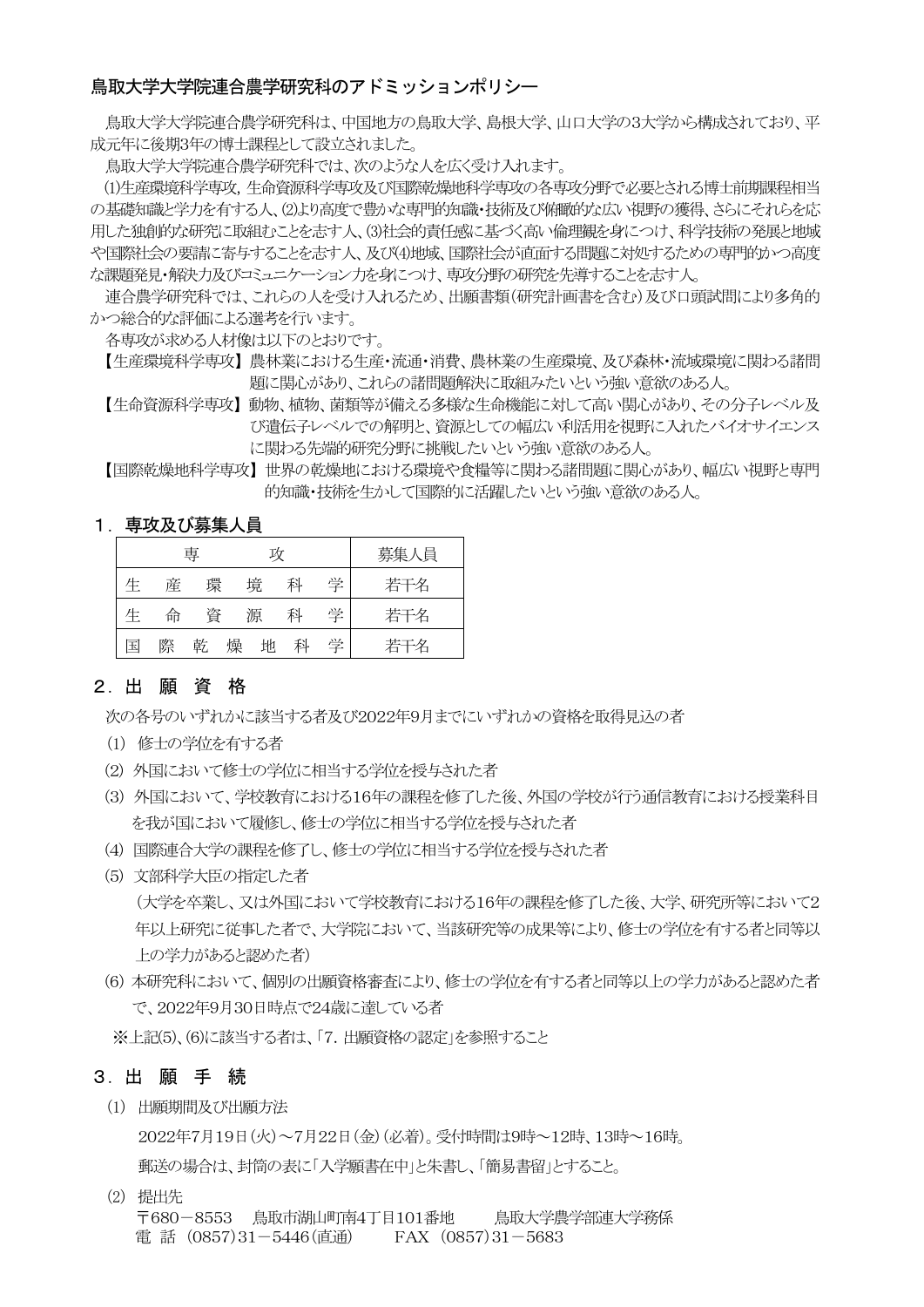## 鳥取大学大学院連合農学研究科のアドミッションポリシー

鳥取大学大学院連合農学研究科は、中国地方の鳥取大学、島根大学、山口大学の3大学から構成されており、平成元年に後期3年の博士課程として設立されました。

鳥取大学大学院連合農学研究科では、次のような人を広く受け入れます。

⑴生産環境科学専攻，生命資源科学専攻及び国際乾燥地科学専攻の各専攻分野で必要とされる博士前期課程相当の基礎知識と学力を有する人、⑵より高度で豊かな専門的知識・技術及び俯瞰的な広い視野の獲得、さらにそれらを応用した独創的な研究に取組むことを志す人、⑶社会的責任感に基づく高い倫理観を身につけ、科学技術の発展と地域や国際社会の要請に寄与することを志す人、及び⑷地域、国際社会が直面する問題に対処するための専門的かつ高度な課題発見・解決力及びコミュニケーション力を身につけ、専攻分野の研究を先導することを志す人。

連合農学研究科では、これらの人を受け入れるため、出願書類（研究計画書を含む）及び口頭試問により多角的かつ総合的な評価による選考を行います。

各専攻が求める人材像は以下のとおりです。

【生産環境科学専攻】農林業における生産・流通・消費、農林業の生産環境、及び森林・流域環境に関わる諸問題に関心があり、これらの諸問題解決に取組みたいという強い意欲のある人。

【生命資源科学専攻】動物、植物、菌類等が備える多様な生命機能に対して高い関心があり、その分子レベル及び遺伝子レベルでの解明と、資源としての幅広い利活用を視野に入れたバイオサイエンスに関わる先端的研究分野に挑戦したいという強い意欲のある人。

【国際乾燥地科学専攻】世界の乾燥地における環境や食糧等に関わる諸問題に関心があり、幅広い視野と専門的知識・技術を生かして国際的に活躍したいという強い意欲のある人。

### 1．専攻及び募集人員

| 専　　　攻 | 募集人員 |
|---|---|
| 生　産　環　境　科　学 | 若干名 |
| 生　命　資　源　科　学 | 若干名 |
| 国　際　乾　燥　地　科　学 | 若干名 |

### 2．出　願　資　格

次の各号のいずれかに該当する者及び2022年9月までにいずれかの資格を取得見込の者

(1) 修士の学位を有する者

(2) 外国において修士の学位に相当する学位を授与された者

(3) 外国において、学校教育における16年の課程を修了した後、外国の学校が行う通信教育における授業科目を我が国において履修し、修士の学位に相当する学位を授与された者

(4) 国際連合大学の課程を修了し、修士の学位に相当する学位を授与された者

(5) 文部科学大臣の指定した者
（大学を卒業し、又は外国において学校教育における16年の課程を修了した後、大学、研究所等において2年以上研究に従事した者で、大学院において、当該研究等の成果等により、修士の学位を有する者と同等以上の学力があると認めた者）

(6) 本研究科において、個別の出願資格審査により、修士の学位を有する者と同等以上の学力があると認めた者で、2022年9月30日時点で24歳に達している者

※上記(5)、(6)に該当する者は、「7. 出願資格の認定」を参照すること

### 3．出　願　手　続

(1) 出願期間及び出願方法

2022年7月19日（火）～7月22日（金）（必着）。受付時間は9時～12時、13時～16時。

郵送の場合は、封筒の表に「入学願書在中」と朱書し、「簡易書留」とすること。

(2) 提出先

〒680－8553　鳥取市湖山町南4丁目101番地　　鳥取大学農学部連大学務係
電　話（0857）31－5446（直通）　　FAX（0857）31－5683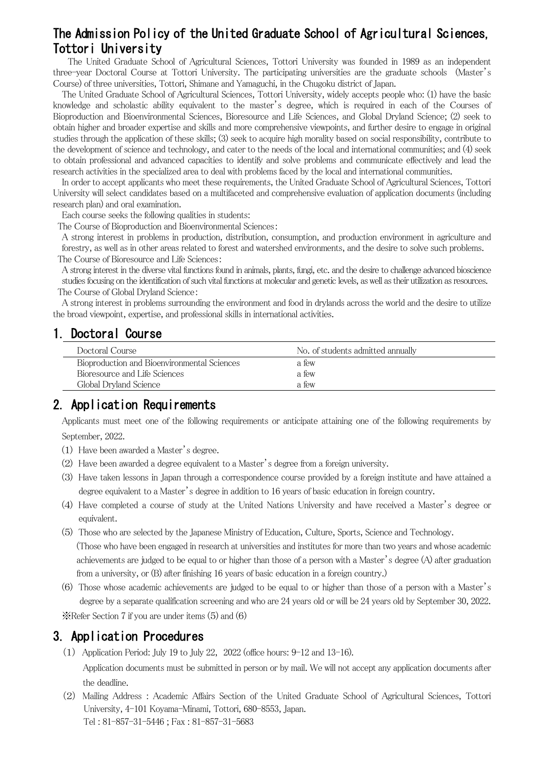# The Admission Policy of the United Graduate School of Agricultural Sciences, Tottori University

The United Graduate School of Agricultural Sciences, Tottori University was founded in 1989 as an independent three-year Doctoral Course at Tottori University. The participating universities are the graduate schools (Master's Course) of three universities, Tottori, Shimane and Yamaguchi, in the Chugoku district of Japan.

The United Graduate School of Agricultural Sciences, Tottori University, widely accepts people who: (1) have the basic knowledge and scholastic ability equivalent to the master's degree, which is required in each of the Courses of Bioproduction and Bioenvironmental Sciences, Bioresource and Life Sciences, and Global Dryland Science; (2) seek to obtain higher and broader expertise and skills and more comprehensive viewpoints, and further desire to engage in original studies through the application of these skills; (3) seek to acquire high morality based on social responsibility, contribute to the development of science and technology, and cater to the needs of the local and international communities; and (4) seek to obtain professional and advanced capacities to identify and solve problems and communicate effectively and lead the research activities in the specialized area to deal with problems faced by the local and international communities.

In order to accept applicants who meet these requirements, the United Graduate School of Agricultural Sciences, Tottori University will select candidates based on a multifaceted and comprehensive evaluation of application documents (including research plan) and oral examination.

Each course seeks the following qualities in students:

The Course of Bioproduction and Bioenvironmental Sciences:

A strong interest in problems in production, distribution, consumption, and production environment in agriculture and forestry, as well as in other areas related to forest and watershed environments, and the desire to solve such problems.

The Course of Bioresource and Life Sciences:

A strong interest in the diverse vital functions found in animals, plants, fungi, etc. and the desire to challenge advanced bioscience studies focusing on the identification of such vital functions at molecular and genetic levels, as well as their utilization as resources.

The Course of Global Dryland Science:

A strong interest in problems surrounding the environment and food in drylands across the world and the desire to utilize the broad viewpoint, expertise, and professional skills in international activities.

## 1. Doctoral Course

| Doctoral Course | No. of students admitted annually |
|---|---|
| Bioproduction and Bioenvironmental Sciences | a few |
| Bioresource and Life Sciences | a few |
| Global Dryland Science | a few |

## 2. Application Requirements

Applicants must meet one of the following requirements or anticipate attaining one of the following requirements by September, 2022.

(1) Have been awarded a Master's degree.

(2) Have been awarded a degree equivalent to a Master's degree from a foreign university.

(3) Have taken lessons in Japan through a correspondence course provided by a foreign institute and have attained a degree equivalent to a Master's degree in addition to 16 years of basic education in foreign country.

(4) Have completed a course of study at the United Nations University and have received a Master's degree or equivalent.

(5) Those who are selected by the Japanese Ministry of Education, Culture, Sports, Science and Technology.
(Those who have been engaged in research at universities and institutes for more than two years and whose academic achievements are judged to be equal to or higher than those of a person with a Master's degree (A) after graduation from a university, or (B) after finishing 16 years of basic education in a foreign country.)

(6) Those whose academic achievements are judged to be equal to or higher than those of a person with a Master's degree by a separate qualification screening and who are 24 years old or will be 24 years old by September 30, 2022.

※Refer Section 7 if you are under items (5) and (6)

## 3. Application Procedures

(1) Application Period: July 19 to July 22, 2022 (office hours: 9-12 and 13-16).
Application documents must be submitted in person or by mail. We will not accept any application documents after the deadline.

(2) Mailing Address : Academic Affairs Section of the United Graduate School of Agricultural Sciences, Tottori University, 4-101 Koyama-Minami, Tottori, 680-8553, Japan.
Tel : 81-857-31-5446 ; Fax : 81-857-31-5683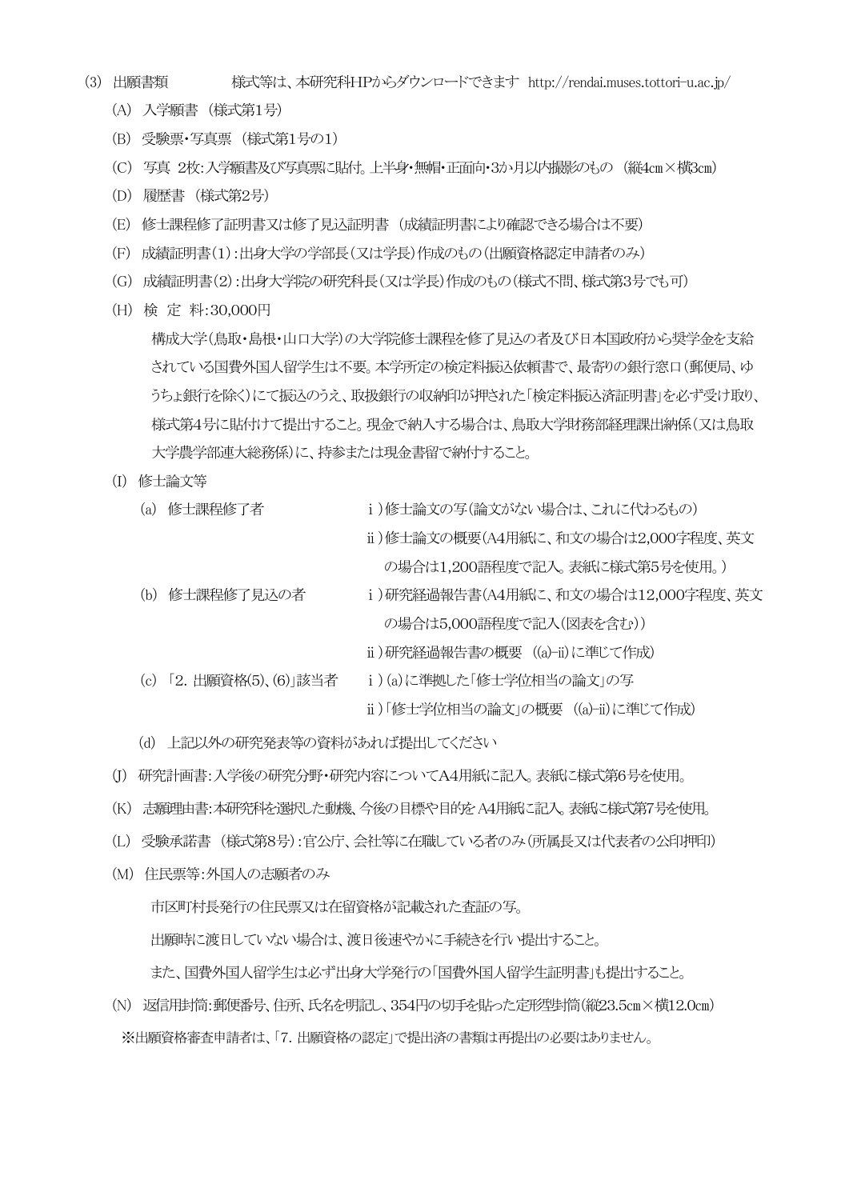(3) 出願書類　　　　　様式等は、本研究科HPからダウンロードできます http://rendai.muses.tottori-u.ac.jp/

(A) 入学願書 （様式第1号）

(B) 受験票・写真票 （様式第1号の1）

(C) 写真 2枚：入学願書及び写真票に貼付。上半身・無帽・正面向・3か月以内撮影のもの （縦4cm×横3cm）

(D) 履歴書 （様式第2号）

(E) 修士課程修了証明書又は修了見込証明書 （成績証明書により確認できる場合は不要）

(F) 成績証明書(1)：出身大学の学部長（又は学長）作成のもの（出願資格認定申請者のみ）

(G) 成績証明書(2)：出身大学院の研究科長（又は学長）作成のもの（様式不問、様式第3号でも可）

(H) 検 定 料：30,000円

構成大学（鳥取・島根・山口大学）の大学院修士課程を修了見込の者及び日本国政府から奨学金を支給されている国費外国人留学生は不要。本学所定の検定料振込依頼書で、最寄りの銀行窓口（郵便局、ゆうちょ銀行を除く）にて振込のうえ、取扱銀行の収納印が押された「検定料振込済証明書」を必ず受け取り、様式第4号に貼付けて提出すること。現金で納入する場合は、鳥取大学財務部経理課出納係（又は鳥取大学農学部連大総務係）に、持参または現金書留で納付すること。

(I) 修士論文等

| | |
|---|---|
| (a) 修士課程修了者 | ⅰ）修士論文の写（論文がない場合は、これに代わるもの）<br>ⅱ）修士論文の概要（A4用紙に、和文の場合は2,000字程度、英文の場合は1,200語程度で記入。表紙に様式第5号を使用。） |
| (b) 修士課程修了見込の者 | ⅰ）研究経過報告書（A4用紙に、和文の場合は12,000字程度、英文の場合は5,000語程度で記入（図表を含む）)<br>ⅱ）研究経過報告書の概要 （(a)-ii）に準じて作成） |
| (c) 「2. 出願資格(5)、(6)」該当者 | ⅰ）(a)に準拠した「修士学位相当の論文」の写<br>ⅱ）「修士学位相当の論文」の概要 （(a)-ii）に準じて作成） |

(d) 上記以外の研究発表等の資料があれば提出してください

(J) 研究計画書：入学後の研究分野・研究内容についてA4用紙に記入。表紙に様式第6号を使用。

(K) 志願理由書：本研究科を選択した動機、今後の目標や目的をA4用紙に記入。表紙に様式第7号を使用。

(L) 受験承諾書 （様式第8号）：官公庁、会社等に在職している者のみ（所属長又は代表者の公印押印）

(M) 住民票等：外国人の志願者のみ

市区町村長発行の住民票又は在留資格が記載された査証の写。

出願時に渡日していない場合は、渡日後速やかに手続きを行い提出すること。

また、国費外国人留学生は必ず出身大学発行の「国費外国人留学生証明書」も提出すること。

(N) 返信用封筒：郵便番号、住所、氏名を明記し、354円の切手を貼った定形型封筒（縦23.5cm×横12.0cm）

※出願資格審査申請者は、「7. 出願資格の認定」で提出済の書類は再提出の必要はありません。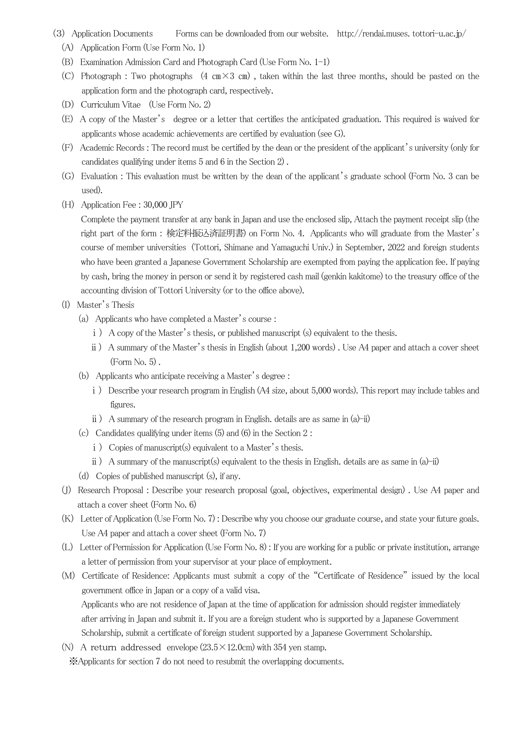(3) Application Documents Forms can be downloaded from our website. http://rendai.muses.tottori-u.ac.jp/

(A) Application Form (Use Form No. 1)

(B) Examination Admission Card and Photograph Card (Use Form No. 1-1)

(C) Photograph : Two photographs (4 cm×3 cm) , taken within the last three months, should be pasted on the application form and the photograph card, respectively.

(D) Curriculum Vitae (Use Form No. 2)

(E) A copy of the Master's degree or a letter that certifies the anticipated graduation. This required is waived for applicants whose academic achievements are certified by evaluation (see G).

(F) Academic Records : The record must be certified by the dean or the president of the applicant's university (only for candidates qualifying under items 5 and 6 in the Section 2) .

(G) Evaluation : This evaluation must be written by the dean of the applicant's graduate school (Form No. 3 can be used).

(H) Application Fee : 30,000 JPY

Complete the payment transfer at any bank in Japan and use the enclosed slip, Attach the payment receipt slip (the right part of the form : 検定料振込済証明書) on Form No. 4. Applicants who will graduate from the Master's course of member universities (Tottori, Shimane and Yamaguchi Univ.) in September, 2022 and foreign students who have been granted a Japanese Government Scholarship are exempted from paying the application fee. If paying by cash, bring the money in person or send it by registered cash mail (genkin kakitome) to the treasury office of the accounting division of Tottori University (or to the office above).

(I) Master's Thesis

(a) Applicants who have completed a Master's course :

ⅰ) A copy of the Master's thesis, or published manuscript (s) equivalent to the thesis.

ⅱ) A summary of the Master's thesis in English (about 1,200 words) . Use A4 paper and attach a cover sheet (Form No. 5) .

(b) Applicants who anticipate receiving a Master's degree :

ⅰ) Describe your research program in English (A4 size, about 5,000 words). This report may include tables and figures.

ⅱ) A summary of the research program in English. details are as same in (a)-ii)

(c) Candidates qualifying under items (5) and (6) in the Section 2 :

ⅰ) Copies of manuscript(s) equivalent to a Master's thesis.

ⅱ) A summary of the manuscript(s) equivalent to the thesis in English. details are as same in (a)-ii)

(d) Copies of published manuscript (s), if any.

(J) Research Proposal : Describe your research proposal (goal, objectives, experimental design) . Use A4 paper and attach a cover sheet (Form No. 6)

(K) Letter of Application (Use Form No. 7) : Describe why you choose our graduate course, and state your future goals. Use A4 paper and attach a cover sheet (Form No. 7)

(L) Letter of Permission for Application (Use Form No. 8) : If you are working for a public or private institution, arrange a letter of permission from your supervisor at your place of employment.

(M) Certificate of Residence: Applicants must submit a copy of the "Certificate of Residence" issued by the local government office in Japan or a copy of a valid visa.

Applicants who are not residence of Japan at the time of application for admission should register immediately after arriving in Japan and submit it. If you are a foreign student who is supported by a Japanese Government Scholarship, submit a certificate of foreign student supported by a Japanese Government Scholarship.

(N) A return addressed envelope (23.5×12.0cm) with 354 yen stamp.

※Applicants for section 7 do not need to resubmit the overlapping documents.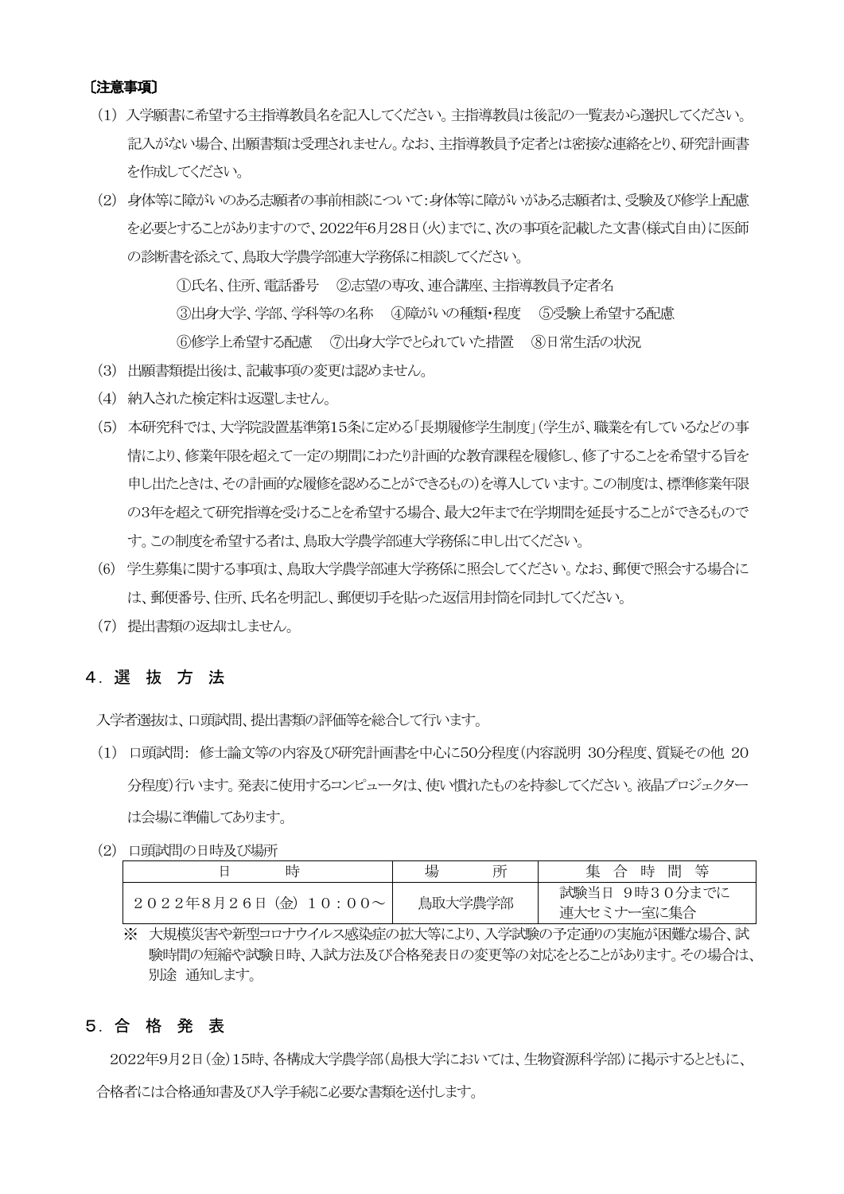〔注意事項〕

(1) 入学願書に希望する主指導教員名を記入してください。主指導教員は後記の一覧表から選択してください。記入がない場合、出願書類は受理されません。なお、主指導教員予定者とは密接な連絡をとり、研究計画書を作成してください。

(2) 身体等に障がいのある志願者の事前相談について：身体等に障がいがある志願者は、受験及び修学上配慮を必要とすることがありますので、2022年6月28日(火)までに、次の事項を記載した文書(様式自由)に医師の診断書を添えて、鳥取大学農学部連大学務係に相談してください。

①氏名、住所、電話番号　②志望の専攻、連合講座、主指導教員予定者名
③出身大学、学部、学科等の名称　④障がいの種類・程度　⑤受験上希望する配慮
⑥修学上希望する配慮　⑦出身大学でとられていた措置　⑧日常生活の状況

(3) 出願書類提出後は、記載事項の変更は認めません。

(4) 納入された検定料は返還しません。

(5) 本研究科では、大学院設置基準第15条に定める「長期履修学生制度」(学生が、職業を有しているなどの事情により、修業年限を超えて一定の期間にわたり計画的な教育課程を履修し、修了することを希望する旨を申し出たときは、その計画的な履修を認めることができるもの)を導入しています。この制度は、標準修業年限の3年を超えて研究指導を受けることを希望する場合、最大2年まで在学期間を延長することができるものです。この制度を希望する者は、鳥取大学農学部連大学務係に申し出てください。

(6) 学生募集に関する事項は、鳥取大学農学部連大学務係に照会してください。なお、郵便で照会する場合には、郵便番号、住所、氏名を明記し、郵便切手を貼った返信用封筒を同封してください。

(7) 提出書類の返却はしません。

## 4．選 抜 方 法

入学者選抜は、口頭試問、提出書類の評価等を総合して行います。

(1) 口頭試問：　修士論文等の内容及び研究計画書を中心に50分程度(内容説明 30分程度、質疑その他 20分程度)行います。発表に使用するコンピュータは、使い慣れたものを持参してください。液晶プロジェクターは会場に準備してあります。

(2) 口頭試問の日時及び場所

| 日　　時 | 場　　所 | 集 合 時 間 等 |
|---|---|---|
| ２０２２年８月２６日（金）１０：００～ | 鳥取大学農学部 | 試験当日 ９時３０分までに<br>連大セミナー室に集合 |

※ 大規模災害や新型コロナウイルス感染症の拡大等により、入学試験の予定通りの実施が困難な場合、試験時間の短縮や試験日時、入試方法及び合格発表日の変更等の対応をとることがあります。その場合は、別途 通知します。

## 5．合 格 発 表

2022年9月2日(金)15時、各構成大学農学部(島根大学においては、生物資源科学部)に掲示するとともに、合格者には合格通知書及び入学手続に必要な書類を送付します。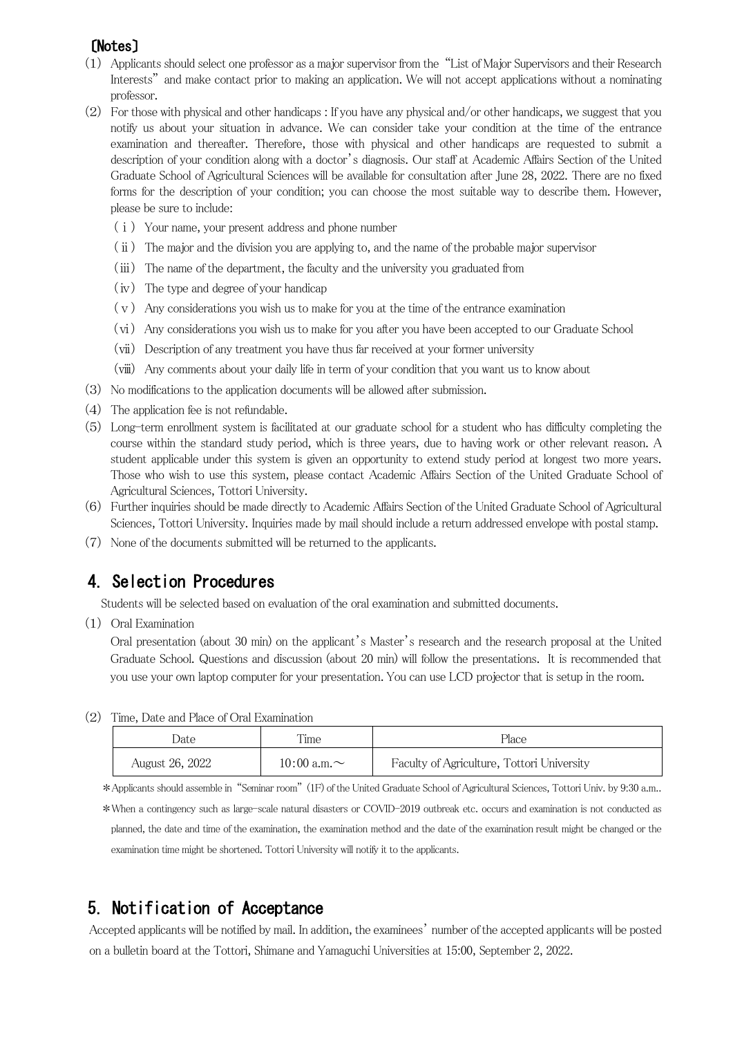〔Notes〕

(1) Applicants should select one professor as a major supervisor from the "List of Major Supervisors and their Research Interests" and make contact prior to making an application. We will not accept applications without a nominating professor.

(2) For those with physical and other handicaps : If you have any physical and/or other handicaps, we suggest that you notify us about your situation in advance. We can consider take your condition at the time of the entrance examination and thereafter. Therefore, those with physical and other handicaps are requested to submit a description of your condition along with a doctor's diagnosis. Our staff at Academic Affairs Section of the United Graduate School of Agricultural Sciences will be available for consultation after June 28, 2022. There are no fixed forms for the description of your condition; you can choose the most suitable way to describe them. However, please be sure to include:

　(ⅰ) Your name, your present address and phone number
　(ⅱ) The major and the division you are applying to, and the name of the probable major supervisor
　(ⅲ) The name of the department, the faculty and the university you graduated from
　(ⅳ) The type and degree of your handicap
　(ⅴ) Any considerations you wish us to make for you at the time of the entrance examination
　(ⅵ) Any considerations you wish us to make for you after you have been accepted to our Graduate School
　(ⅶ) Description of any treatment you have thus far received at your former university
　(ⅷ) Any comments about your daily life in term of your condition that you want us to know about

(3) No modifications to the application documents will be allowed after submission.

(4) The application fee is not refundable.

(5) Long-term enrollment system is facilitated at our graduate school for a student who has difficulty completing the course within the standard study period, which is three years, due to having work or other relevant reason. A student applicable under this system is given an opportunity to extend study period at longest two more years. Those who wish to use this system, please contact Academic Affairs Section of the United Graduate School of Agricultural Sciences, Tottori University.

(6) Further inquiries should be made directly to Academic Affairs Section of the United Graduate School of Agricultural Sciences, Tottori University. Inquiries made by mail should include a return addressed envelope with postal stamp.

(7) None of the documents submitted will be returned to the applicants.

## 4. Selection Procedures

Students will be selected based on evaluation of the oral examination and submitted documents.

(1) Oral Examination

Oral presentation (about 30 min) on the applicant's Master's research and the research proposal at the United Graduate School. Questions and discussion (about 20 min) will follow the presentations. It is recommended that you use your own laptop computer for your presentation. You can use LCD projector that is setup in the room.

(2) Time, Date and Place of Oral Examination

| Date | Time | Place |
|---|---|---|
| August 26, 2022 | 10:00 a.m.～ | Faculty of Agriculture, Tottori University |

＊Applicants should assemble in "Seminar room" (1F) of the United Graduate School of Agricultural Sciences, Tottori Univ. by 9:30 a.m..

＊When a contingency such as large-scale natural disasters or COVID-2019 outbreak etc. occurs and examination is not conducted as planned, the date and time of the examination, the examination method and the date of the examination result might be changed or the examination time might be shortened. Tottori University will notify it to the applicants.

## 5. Notification of Acceptance

Accepted applicants will be notified by mail. In addition, the examinees' number of the accepted applicants will be posted on a bulletin board at the Tottori, Shimane and Yamaguchi Universities at 15:00, September 2, 2022.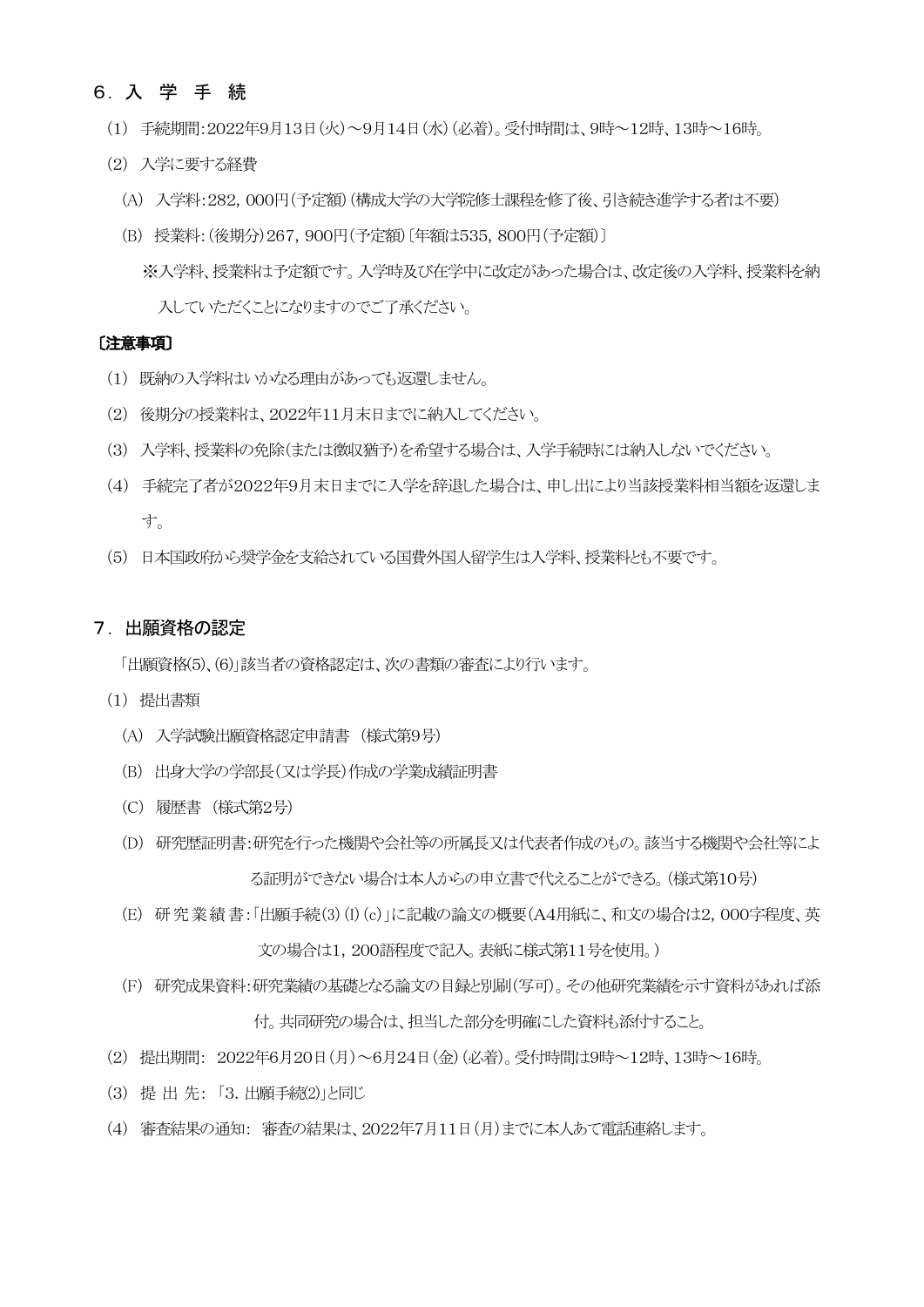## 6．入 学 手 続

（1） 手続期間：2022年9月13日（火）～9月14日（水）（必着）。受付時間は、9時～12時、13時～16時。

（2） 入学に要する経費

（A） 入学料：282，000円（予定額）（構成大学の大学院修士課程を修了後、引き続き進学する者は不要）

（B） 授業料：（後期分）267，900円（予定額）〔年額は535，800円（予定額）〕

※入学料、授業料は予定額です。入学時及び在学中に改定があった場合は、改定後の入学料、授業料を納入していただくことになりますのでご了承ください。

**〔注意事項〕**

（1） 既納の入学料はいかなる理由があっても返還しません。

（2） 後期分の授業料は、2022年11月末日までに納入してください。

（3） 入学料、授業料の免除（または徴収猶予）を希望する場合は、入学手続時には納入しないでください。

（4） 手続完了者が2022年9月末日までに入学を辞退した場合は、申し出により当該授業料相当額を返還します。

（5） 日本国政府から奨学金を支給されている国費外国人留学生は入学料、授業料とも不要です。

## 7．出願資格の認定

「出願資格(5)、(6)」該当者の資格認定は、次の書類の審査により行います。

（1） 提出書類

（A） 入学試験出願資格認定申請書 （様式第9号）

（B） 出身大学の学部長（又は学長）作成の学業成績証明書

（C） 履歴書 （様式第2号）

（D） 研究歴証明書：研究を行った機関や会社等の所属長又は代表者作成のもの。該当する機関や会社等による証明ができない場合は本人からの申立書で代えることができる。（様式第10号）

（E） 研 究 業 績 書：「出願手続(3)(I)(c)」に記載の論文の概要（A4用紙に、和文の場合は2，000字程度、英文の場合は1，200語程度で記入。表紙に様式第11号を使用。）

（F） 研究成果資料：研究業績の基礎となる論文の目録と別刷（写可）。その他研究業績を示す資料があれば添付。共同研究の場合は、担当した部分を明確にした資料も添付すること。

（2） 提出期間： 2022年6月20日（月）～6月24日（金）（必着）。受付時間は9時～12時、13時～16時。

（3） 提 出 先： 「3. 出願手続(2)」と同じ

（4） 審査結果の通知： 審査の結果は、2022年7月11日（月）までに本人あて電話連絡します。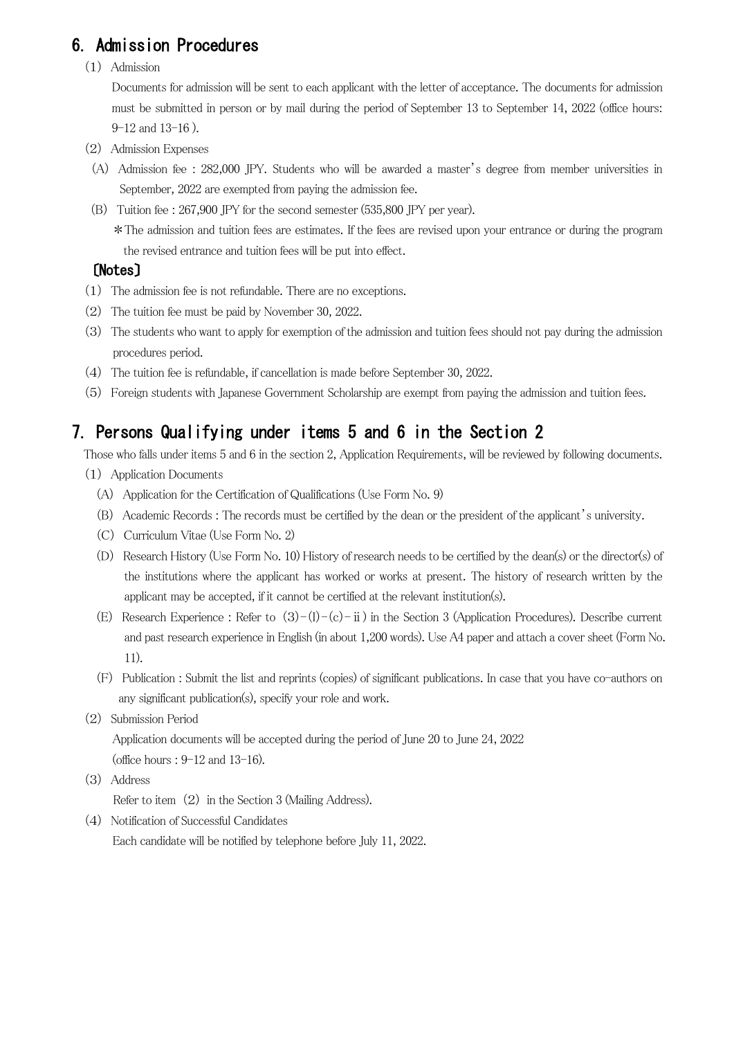## 6. Admission Procedures

（1） Admission

Documents for admission will be sent to each applicant with the letter of acceptance. The documents for admission must be submitted in person or by mail during the period of September 13 to September 14, 2022 (office hours: 9-12 and 13-16 ).

（2） Admission Expenses

(A) Admission fee : 282,000 JPY. Students who will be awarded a master's degree from member universities in September, 2022 are exempted from paying the admission fee.

(B) Tuition fee : 267,900 JPY for the second semester (535,800 JPY per year).

＊The admission and tuition fees are estimates. If the fees are revised upon your entrance or during the program the revised entrance and tuition fees will be put into effect.

### [Notes]

（1） The admission fee is not refundable. There are no exceptions.

（2） The tuition fee must be paid by November 30, 2022.

（3） The students who want to apply for exemption of the admission and tuition fees should not pay during the admission procedures period.

（4） The tuition fee is refundable, if cancellation is made before September 30, 2022.

（5） Foreign students with Japanese Government Scholarship are exempt from paying the admission and tuition fees.

## 7. Persons Qualifying under items 5 and 6 in the Section 2

Those who falls under items 5 and 6 in the section 2, Application Requirements, will be reviewed by following documents.

（1） Application Documents

(A) Application for the Certification of Qualifications (Use Form No. 9)

(B) Academic Records : The records must be certified by the dean or the president of the applicant's university.

(C) Curriculum Vitae (Use Form No. 2)

(D) Research History (Use Form No. 10) History of research needs to be certified by the dean(s) or the director(s) of the institutions where the applicant has worked or works at present. The history of research written by the applicant may be accepted, if it cannot be certified at the relevant institution(s).

(E) Research Experience : Refer to (3)-(I)-(c)-ⅱ) in the Section 3 (Application Procedures). Describe current and past research experience in English (in about 1,200 words). Use A4 paper and attach a cover sheet (Form No. 11).

(F) Publication : Submit the list and reprints (copies) of significant publications. In case that you have co-authors on any significant publication(s), specify your role and work.

（2） Submission Period

Application documents will be accepted during the period of June 20 to June 24, 2022 (office hours : 9-12 and 13-16).

（3） Address

Refer to item （2） in the Section 3 (Mailing Address).

（4） Notification of Successful Candidates

Each candidate will be notified by telephone before July 11, 2022.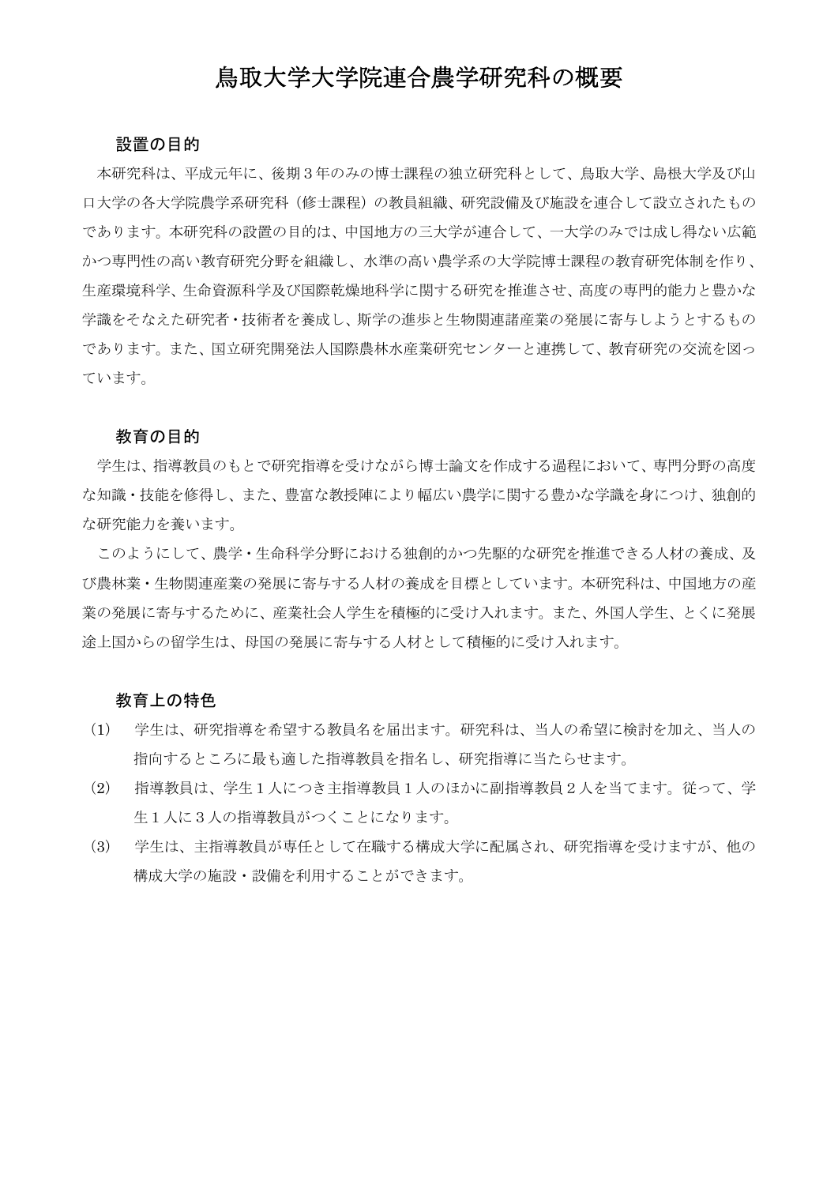# 鳥取大学大学院連合農学研究科の概要

## 設置の目的

本研究科は、平成元年に、後期３年のみの博士課程の独立研究科として、鳥取大学、島根大学及び山口大学の各大学院農学系研究科（修士課程）の教員組織、研究設備及び施設を連合して設立されたものであります。本研究科の設置の目的は、中国地方の三大学が連合して、一大学のみでは成し得ない広範かつ専門性の高い教育研究分野を組織し、水準の高い農学系の大学院博士課程の教育研究体制を作り、生産環境科学、生命資源科学及び国際乾燥地科学に関する研究を推進させ、高度の専門的能力と豊かな学識をそなえた研究者・技術者を養成し、斯学の進歩と生物関連諸産業の発展に寄与しようとするものであります。また、国立研究開発法人国際農林水産業研究センターと連携して、教育研究の交流を図っています。

## 教育の目的

学生は、指導教員のもとで研究指導を受けながら博士論文を作成する過程において、専門分野の高度な知識・技能を修得し、また、豊富な教授陣により幅広い農学に関する豊かな学識を身につけ、独創的な研究能力を養います。

このようにして、農学・生命科学分野における独創的かつ先駆的な研究を推進できる人材の養成、及び農林業・生物関連産業の発展に寄与する人材の養成を目標としています。本研究科は、中国地方の産業の発展に寄与するために、産業社会人学生を積極的に受け入れます。また、外国人学生、とくに発展途上国からの留学生は、母国の発展に寄与する人材として積極的に受け入れます。

## 教育上の特色

（1）　学生は、研究指導を希望する教員名を届出ます。研究科は、当人の希望に検討を加え、当人の指向するところに最も適した指導教員を指名し、研究指導に当たらせます。

（2）　指導教員は、学生１人につき主指導教員１人のほかに副指導教員２人を当てます。従って、学生１人に３人の指導教員がつくことになります。

（3）　学生は、主指導教員が専任として在職する構成大学に配属され、研究指導を受けますが、他の構成大学の施設・設備を利用することができます。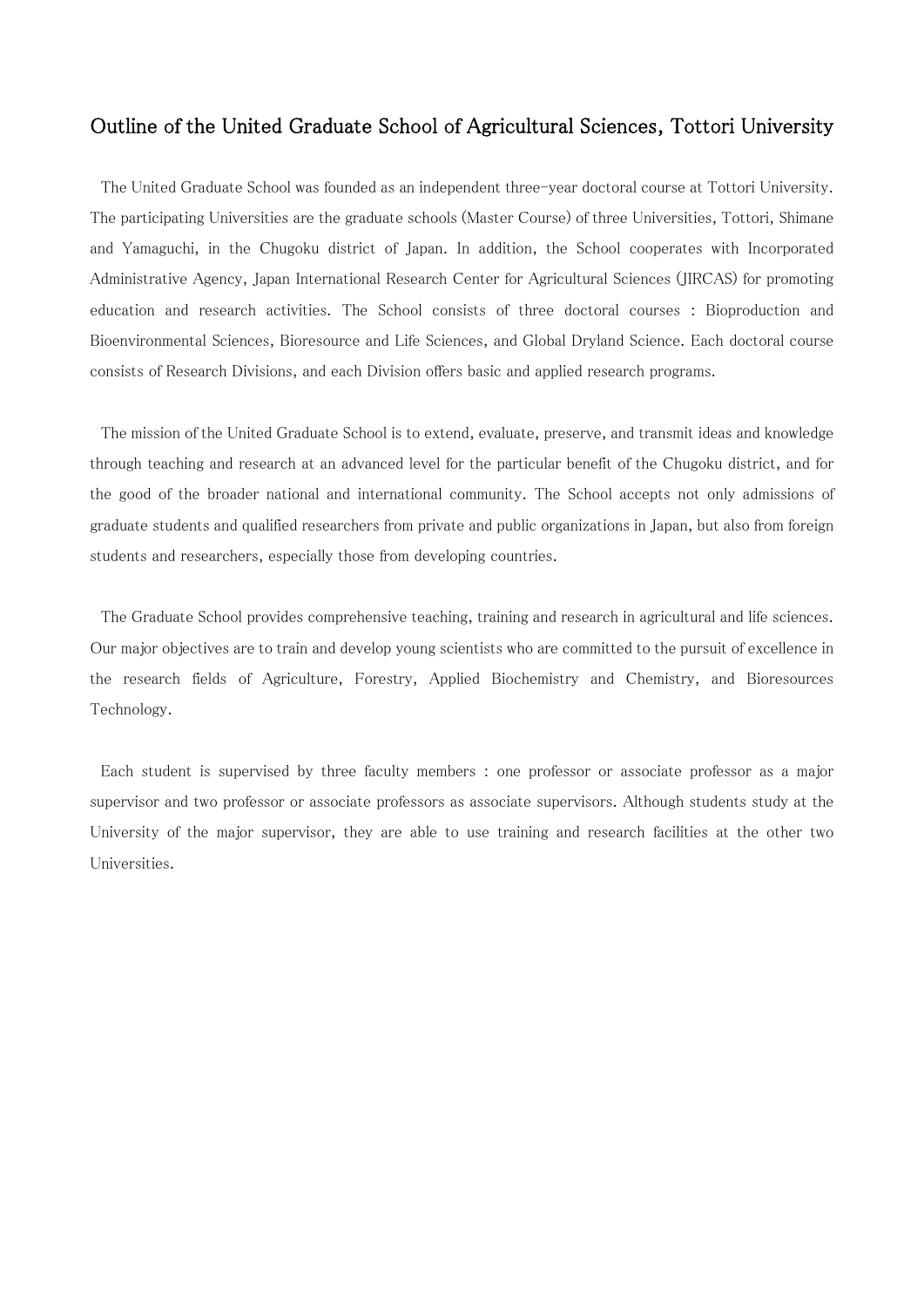## Outline of the United Graduate School of Agricultural Sciences, Tottori University

The United Graduate School was founded as an independent three-year doctoral course at Tottori University. The participating Universities are the graduate schools (Master Course) of three Universities, Tottori, Shimane and Yamaguchi, in the Chugoku district of Japan. In addition, the School cooperates with Incorporated Administrative Agency, Japan International Research Center for Agricultural Sciences (JIRCAS) for promoting education and research activities. The School consists of three doctoral courses : Bioproduction and Bioenvironmental Sciences, Bioresource and Life Sciences, and Global Dryland Science. Each doctoral course consists of Research Divisions, and each Division offers basic and applied research programs.

The mission of the United Graduate School is to extend, evaluate, preserve, and transmit ideas and knowledge through teaching and research at an advanced level for the particular benefit of the Chugoku district, and for the good of the broader national and international community. The School accepts not only admissions of graduate students and qualified researchers from private and public organizations in Japan, but also from foreign students and researchers, especially those from developing countries.

The Graduate School provides comprehensive teaching, training and research in agricultural and life sciences. Our major objectives are to train and develop young scientists who are committed to the pursuit of excellence in the research fields of Agriculture, Forestry, Applied Biochemistry and Chemistry, and Bioresources Technology.

Each student is supervised by three faculty members : one professor or associate professor as a major supervisor and two professor or associate professors as associate supervisors. Although students study at the University of the major supervisor, they are able to use training and research facilities at the other two Universities.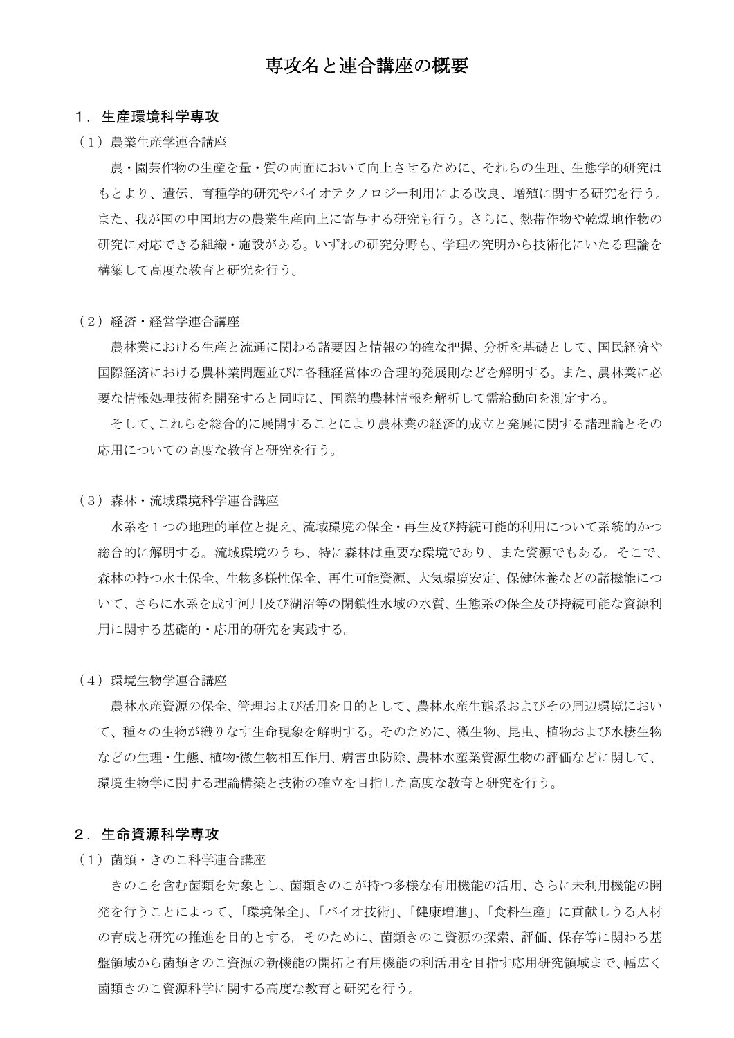# 専攻名と連合講座の概要

## 1．生産環境科学専攻

### （1）農業生産学連合講座

農・園芸作物の生産を量・質の両面において向上させるために、それらの生理、生態学的研究はもとより、遺伝、育種学的研究やバイオテクノロジー利用による改良、増殖に関する研究を行う。また、我が国の中国地方の農業生産向上に寄与する研究も行う。さらに、熱帯作物や乾燥地作物の研究に対応できる組織・施設がある。いずれの研究分野も、学理の究明から技術化にいたる理論を構築して高度な教育と研究を行う。

### （2）経済・経営学連合講座

農林業における生産と流通に関わる諸要因と情報の的確な把握、分析を基礎として、国民経済や国際経済における農林業問題並びに各種経営体の合理的発展則などを解明する。また、農林業に必要な情報処理技術を開発すると同時に、国際的農林情報を解析して需給動向を測定する。

そして、これらを総合的に展開することにより農林業の経済的成立と発展に関する諸理論とその応用についての高度な教育と研究を行う。

### （3）森林・流域環境科学連合講座

水系を１つの地理的単位と捉え、流域環境の保全・再生及び持続可能的利用について系統的かつ総合的に解明する。流域環境のうち、特に森林は重要な環境であり、また資源でもある。そこで、森林の持つ水土保全、生物多様性保全、再生可能資源、大気環境安定、保健休養などの諸機能について、さらに水系を成す河川及び湖沼等の閉鎖性水域の水質、生態系の保全及び持続可能な資源利用に関する基礎的・応用的研究を実践する。

### （4）環境生物学連合講座

農林水産資源の保全、管理および活用を目的として、農林水産生態系およびその周辺環境において、種々の生物が織りなす生命現象を解明する。そのために、微生物、昆虫、植物および水棲生物などの生理・生態、植物-微生物相互作用、病害虫防除、農林水産業資源生物の評価などに関して、環境生物学に関する理論構築と技術の確立を目指した高度な教育と研究を行う。

## 2．生命資源科学専攻

### （1）菌類・きのこ科学連合講座

きのこを含む菌類を対象とし、菌類きのこが持つ多様な有用機能の活用、さらに未利用機能の開発を行うことによって、「環境保全」、「バイオ技術」、「健康増進」、「食料生産」に貢献しうる人材の育成と研究の推進を目的とする。そのために、菌類きのこ資源の探索、評価、保存等に関わる基盤領域から菌類きのこ資源の新機能の開拓と有用機能の利活用を目指す応用研究領域まで、幅広く菌類きのこ資源科学に関する高度な教育と研究を行う。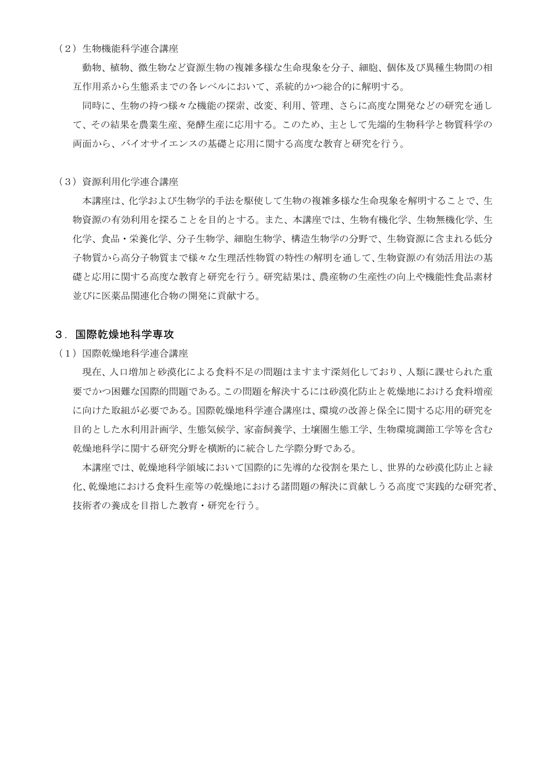（2）生物機能科学連合講座

動物、植物、微生物など資源生物の複雑多様な生命現象を分子、細胞、個体及び異種生物間の相互作用系から生態系までの各レベルにおいて、系統的かつ総合的に解明する。

同時に、生物の持つ様々な機能の探索、改変、利用、管理、さらに高度な開発などの研究を通して、その結果を農業生産、発酵生産に応用する。このため、主として先端的生物科学と物質科学の両面から、バイオサイエンスの基礎と応用に関する高度な教育と研究を行う。

（3）資源利用化学連合講座

本講座は、化学および生物学的手法を駆使して生物の複雑多様な生命現象を解明することで、生物資源の有効利用を探ることを目的とする。また、本講座では、生物有機化学、生物無機化学、生化学、食品・栄養化学、分子生物学、細胞生物学、構造生物学の分野で、生物資源に含まれる低分子物質から高分子物質まで様々な生理活性物質の特性の解明を通して、生物資源の有効活用法の基礎と応用に関する高度な教育と研究を行う。研究結果は、農産物の生産性の向上や機能性食品素材並びに医薬品関連化合物の開発に貢献する。

## ３．国際乾燥地科学専攻

（1）国際乾燥地科学連合講座

現在、人口増加と砂漠化による食料不足の問題はますます深刻化しており、人類に課せられた重要でかつ困難な国際的問題である。この問題を解決するには砂漠化防止と乾燥地における食料増産に向けた取組が必要である。国際乾燥地科学連合講座は、環境の改善と保全に関する応用的研究を目的とした水利用計画学、生態気候学、家畜飼養学、土壌圏生態工学、生物環境調節工学等を含む乾燥地科学に関する研究分野を横断的に統合した学際分野である。

本講座では、乾燥地科学領域において国際的に先導的な役割を果たし、世界的な砂漠化防止と緑化、乾燥地における食料生産等の乾燥地における諸問題の解決に貢献しうる高度で実践的な研究者、技術者の養成を目指した教育・研究を行う。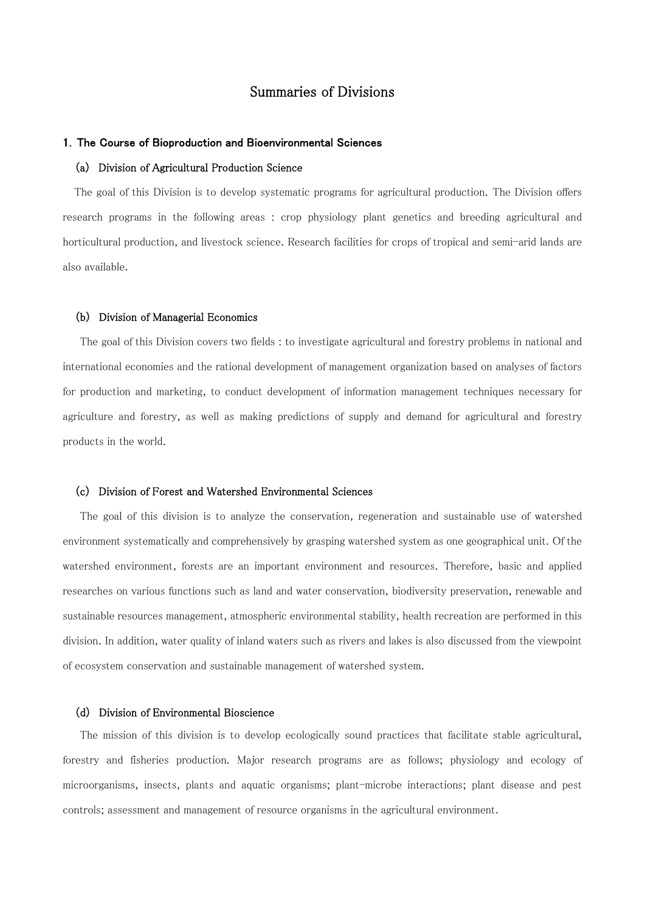# Summaries of Divisions

## 1. The Course of Bioproduction and Bioenvironmental Sciences

### (a) Division of Agricultural Production Science

The goal of this Division is to develop systematic programs for agricultural production. The Division offers research programs in the following areas : crop physiology plant genetics and breeding agricultural and horticultural production, and livestock science. Research facilities for crops of tropical and semi-arid lands are also available.

### (b) Division of Managerial Economics

The goal of this Division covers two fields : to investigate agricultural and forestry problems in national and international economies and the rational development of management organization based on analyses of factors for production and marketing, to conduct development of information management techniques necessary for agriculture and forestry, as well as making predictions of supply and demand for agricultural and forestry products in the world.

### (c) Division of Forest and Watershed Environmental Sciences

The goal of this division is to analyze the conservation, regeneration and sustainable use of watershed environment systematically and comprehensively by grasping watershed system as one geographical unit. Of the watershed environment, forests are an important environment and resources. Therefore, basic and applied researches on various functions such as land and water conservation, biodiversity preservation, renewable and sustainable resources management, atmospheric environmental stability, health recreation are performed in this division. In addition, water quality of inland waters such as rivers and lakes is also discussed from the viewpoint of ecosystem conservation and sustainable management of watershed system.

### (d) Division of Environmental Bioscience

The mission of this division is to develop ecologically sound practices that facilitate stable agricultural, forestry and fisheries production. Major research programs are as follows; physiology and ecology of microorganisms, insects, plants and aquatic organisms; plant-microbe interactions; plant disease and pest controls; assessment and management of resource organisms in the agricultural environment.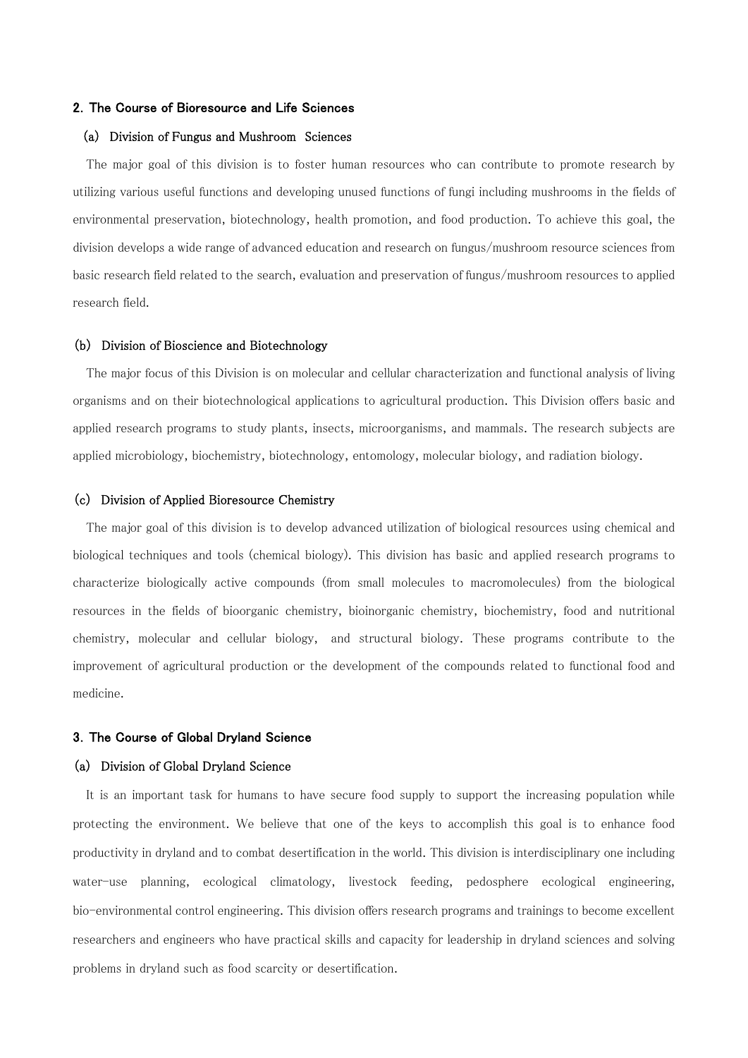## 2. The Course of Bioresource and Life Sciences

### (a) Division of Fungus and Mushroom Sciences

The major goal of this division is to foster human resources who can contribute to promote research by utilizing various useful functions and developing unused functions of fungi including mushrooms in the fields of environmental preservation, biotechnology, health promotion, and food production. To achieve this goal, the division develops a wide range of advanced education and research on fungus/mushroom resource sciences from basic research field related to the search, evaluation and preservation of fungus/mushroom resources to applied research field.

### (b) Division of Bioscience and Biotechnology

The major focus of this Division is on molecular and cellular characterization and functional analysis of living organisms and on their biotechnological applications to agricultural production. This Division offers basic and applied research programs to study plants, insects, microorganisms, and mammals. The research subjects are applied microbiology, biochemistry, biotechnology, entomology, molecular biology, and radiation biology.

### (c) Division of Applied Bioresource Chemistry

The major goal of this division is to develop advanced utilization of biological resources using chemical and biological techniques and tools (chemical biology). This division has basic and applied research programs to characterize biologically active compounds (from small molecules to macromolecules) from the biological resources in the fields of bioorganic chemistry, bioinorganic chemistry, biochemistry, food and nutritional chemistry, molecular and cellular biology, and structural biology. These programs contribute to the improvement of agricultural production or the development of the compounds related to functional food and medicine.

## 3. The Course of Global Dryland Science

### (a) Division of Global Dryland Science

It is an important task for humans to have secure food supply to support the increasing population while protecting the environment. We believe that one of the keys to accomplish this goal is to enhance food productivity in dryland and to combat desertification in the world. This division is interdisciplinary one including water-use planning, ecological climatology, livestock feeding, pedosphere ecological engineering, bio-environmental control engineering. This division offers research programs and trainings to become excellent researchers and engineers who have practical skills and capacity for leadership in dryland sciences and solving problems in dryland such as food scarcity or desertification.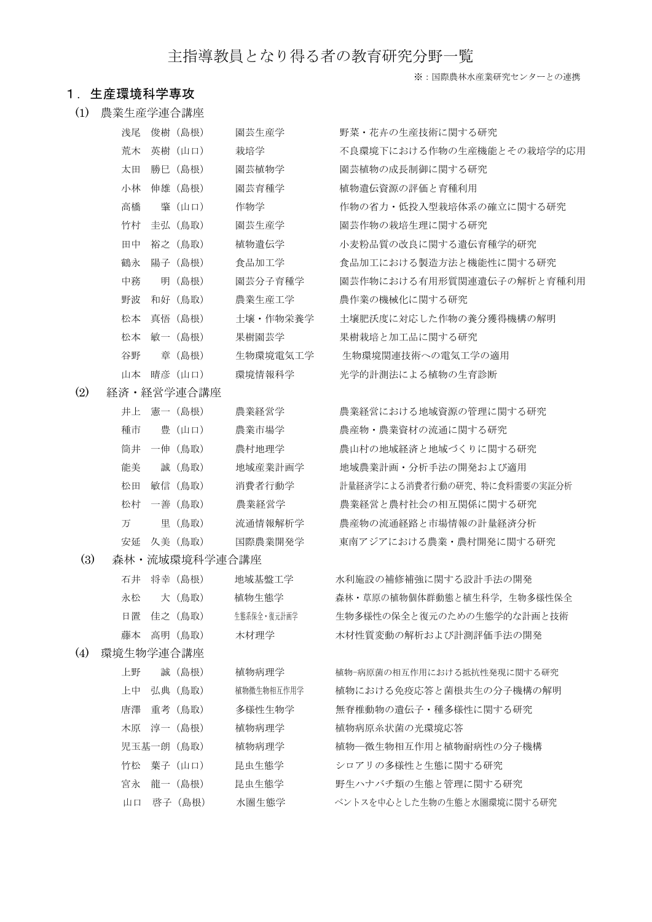# 主指導教員となり得る者の教育研究分野一覧

※：国際農林水産業研究センターとの連携

## 1．生産環境科学専攻

### (1) 農業生産学連合講座

| 氏名 | 分野 | 研究内容 |
|---|---|---|
| 浅尾　俊樹（島根） | 園芸生産学 | 野菜・花卉の生産技術に関する研究 |
| 荒木　英樹（山口） | 栽培学 | 不良環境下における作物の生産機能とその栽培学的応用 |
| 太田　勝巳（島根） | 園芸植物学 | 園芸植物の成長制御に関する研究 |
| 小林　伸雄（島根） | 園芸育種学 | 植物遺伝資源の評価と育種利用 |
| 高橋　　肇（山口） | 作物学 | 作物の省力・低投入型栽培体系の確立に関する研究 |
| 竹村　圭弘（鳥取） | 園芸生産学 | 園芸作物の栽培生理に関する研究 |
| 田中　裕之（鳥取） | 植物遺伝学 | 小麦粉品質の改良に関する遺伝育種学的研究 |
| 鶴永　陽子（島根） | 食品加工学 | 食品加工における製造方法と機能性に関する研究 |
| 中務　　明（島根） | 園芸分子育種学 | 園芸作物における有用形質関連遺伝子の解析と育種利用 |
| 野波　和好（鳥取） | 農業生産工学 | 農作業の機械化に関する研究 |
| 松本　真悟（島根） | 土壌・作物栄養学 | 土壌肥沃度に対応した作物の養分獲得機構の解明 |
| 松本　敏一（島根） | 果樹園芸学 | 果樹栽培と加工品に関する研究 |
| 谷野　　章（島根） | 生物環境電気工学 | 生物環境関連技術への電気工学の適用 |
| 山本　晴彦（山口） | 環境情報科学 | 光学的計測法による植物の生育診断 |

### (2) 経済・経営学連合講座

| 氏名 | 分野 | 研究内容 |
|---|---|---|
| 井上　憲一（島根） | 農業経営学 | 農業経営における地域資源の管理に関する研究 |
| 種市　　豊（山口） | 農業市場学 | 農産物・農業資材の流通に関する研究 |
| 筒井　一伸（鳥取） | 農村地理学 | 農山村の地域経済と地域づくりに関する研究 |
| 能美　　誠（鳥取） | 地域産業計画学 | 地域農業計画・分析手法の開発および適用 |
| 松田　敏信（鳥取） | 消費者行動学 | 計量経済学による消費者行動の研究、特に食料需要の実証分析 |
| 松村　一善（鳥取） | 農業経営学 | 農業経営と農村社会の相互関係に関する研究 |
| 万　　　里（鳥取） | 流通情報解析学 | 農産物の流通経路と市場情報の計量経済分析 |
| 安延　久美（鳥取） | 国際農業開発学 | 東南アジアにおける農業・農村開発に関する研究 |

### (3) 森林・流域環境科学連合講座

| 氏名 | 分野 | 研究内容 |
|---|---|---|
| 石井　将幸（島根） | 地域基盤工学 | 水利施設の補修補強に関する設計手法の開発 |
| 永松　　大（鳥取） | 植物生態学 | 森林・草原の植物個体群動態と植生科学，生物多様性保全 |
| 日置　佳之（鳥取） | 生態系保全・復元計画学 | 生物多様性の保全と復元のための生態学的な計画と技術 |
| 藤本　高明（鳥取） | 木材理学 | 木材性質変動の解析および計測評価手法の開発 |

### (4) 環境生物学連合講座

| 氏名 | 分野 | 研究内容 |
|---|---|---|
| 上野　　誠（島根） | 植物病理学 | 植物−病原菌の相互作用における抵抗性発現に関する研究 |
| 上中　弘典（鳥取） | 植物微生物相互作用学 | 植物における免疫応答と菌根共生の分子機構の解明 |
| 唐澤　重考（鳥取） | 多様性生物学 | 無脊椎動物の遺伝子・種多様性に関する研究 |
| 木原　淳一（島根） | 植物病理学 | 植物病原糸状菌の光環境応答 |
| 児玉基一朗（鳥取） | 植物病理学 | 植物—微生物相互作用と植物耐病性の分子機構 |
| 竹松　葉子（山口） | 昆虫生態学 | シロアリの多様性と生態に関する研究 |
| 宮永　龍一（島根） | 昆虫生態学 | 野生ハナバチ類の生態と管理に関する研究 |
| 山口　啓子（島根） | 水圏生態学 | ベントスを中心とした生物の生態と水圏環境に関する研究 |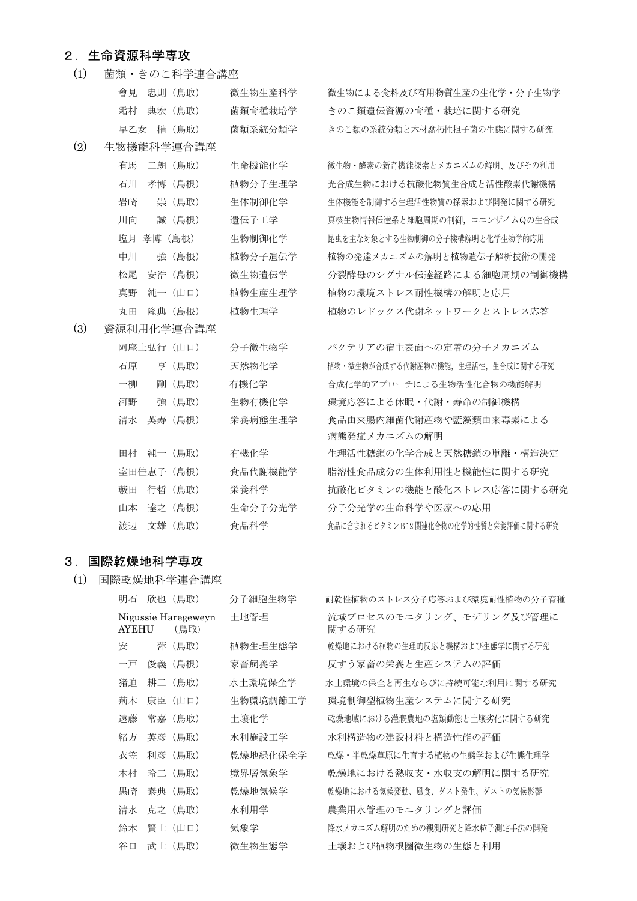## ２．生命資源科学専攻

### (1)　菌類・きのこ科学連合講座

| | | |
|---|---|---|
| 會見　忠則（鳥取） | 微生物生産科学 | 微生物による食料及び有用物質生産の生化学・分子生物学 |
| 霜村　典宏（鳥取） | 菌類育種栽培学 | きのこ類遺伝資源の育種・栽培に関する研究 |
| 早乙女　梢（鳥取） | 菌類系統分類学 | きのこ類の系統分類と木材腐朽性担子菌の生態に関する研究 |

### (2)　生物機能科学連合講座

| | | |
|---|---|---|
| 有馬　二朗（鳥取） | 生命機能化学 | 微生物・酵素の新奇機能探索とメカニズムの解明、及びその利用 |
| 石川　孝博（島根） | 植物分子生理学 | 光合成生物における抗酸化物質生合成と活性酸素代謝機構 |
| 岩崎　　崇（鳥取） | 生体制御化学 | 生体機能を制御する生理活性物質の探索および開発に関する研究 |
| 川向　　誠（島根） | 遺伝子工学 | 真核生物情報伝達系と細胞周期の制御，コエンザイムＱの生合成 |
| 塩月　孝博（島根） | 生物制御化学 | 昆虫を主な対象とする生物制御の分子機構解明と化学生物学的応用 |
| 中川　　強（島根） | 植物分子遺伝学 | 植物の発達メカニズムの解明と植物遺伝子解析技術の開発 |
| 松尾　安浩（島根） | 微生物遺伝学 | 分裂酵母のシグナル伝達経路による細胞周期の制御機構 |
| 真野　純一（山口） | 植物生産生理学 | 植物の環境ストレス耐性機構の解明と応用 |
| 丸田　隆典（島根） | 植物生理学 | 植物のレドックス代謝ネットワークとストレス応答 |

### (3)　資源利用化学連合講座

| | | |
|---|---|---|
| 阿座上弘行（山口） | 分子微生物学 | バクテリアの宿主表面への定着の分子メカニズム |
| 石原　　亨（鳥取） | 天然物化学 | 植物・微生物が合成する代謝産物の機能，生理活性，生合成に関する研究 |
| 一柳　　剛（鳥取） | 有機化学 | 合成化学的アプローチによる生物活性化合物の機能解明 |
| 河野　　強（鳥取） | 生物有機化学 | 環境応答による休眠・代謝・寿命の制御機構 |
| 清水　英寿（島根） | 栄養病態生理学 | 食品由来腸内細菌代謝産物や藍藻類由来毒素による病態発症メカニズムの解明 |
| 田村　純一（鳥取） | 有機化学 | 生理活性糖鎖の化学合成と天然糖鎖の単離・構造決定 |
| 室田佳恵子（島根） | 食品代謝機能学 | 脂溶性食品成分の生体利用性と機能性に関する研究 |
| 藪田　行哲（鳥取） | 栄養科学 | 抗酸化ビタミンの機能と酸化ストレス応答に関する研究 |
| 山本　達之（島根） | 生命分子分光学 | 分子分光学の生命科学や医療への応用 |
| 渡辺　文雄（鳥取） | 食品科学 | 食品に含まれるビタミンB12関連化合物の化学的性質と栄養評価に関する研究 |

## ３．国際乾燥地科学専攻

### (1)　国際乾燥地科学連合講座

| | | |
|---|---|---|
| 明石　欣也（鳥取） | 分子細胞生物学 | 耐乾性植物のストレス分子応答および環境耐性植物の分子育種 |
| Nigussie Haregeweyn AYEHU　（鳥取） | 土地管理 | 流域プロセスのモニタリング、モデリング及び管理に関する研究 |
| 安　　　萍（鳥取） | 植物生理生態学 | 乾燥地における植物の生理的反応と機構および生態学に関する研究 |
| 一戸　俊義（島根） | 家畜飼養学 | 反すう家畜の栄養と生産システムの評価 |
| 猪迫　耕二（鳥取） | 水土環境保全学 | 水土環境の保全と再生ならびに持続可能な利用に関する研究 |
| 荊木　康臣（山口） | 生物環境調節工学 | 環境制御型植物生産システムに関する研究 |
| 遠藤　常嘉（鳥取） | 土壌化学 | 乾燥地域における灌漑農地の塩類動態と土壌劣化に関する研究 |
| 緒方　英彦（鳥取） | 水利施設工学 | 水利構造物の建設材料と構造性能の評価 |
| 衣笠　利彦（鳥取） | 乾燥地緑化保全学 | 乾燥・半乾燥草原に生育する植物の生態学および生態生理学 |
| 木村　玲二（鳥取） | 境界層気象学 | 乾燥地における熱収支・水収支の解明に関する研究 |
| 黒崎　泰典（鳥取） | 乾燥地気候学 | 乾燥地における気候変動、風食、ダスト発生、ダストの気候影響 |
| 清水　克之（鳥取） | 水利用学 | 農業用水管理のモニタリングと評価 |
| 鈴木　賢士（山口） | 気象学 | 降水メカニズム解明のための観測研究と降水粒子測定手法の開発 |
| 谷口　武士（鳥取） | 微生物生態学 | 土壌および植物根圏微生物の生態と利用 |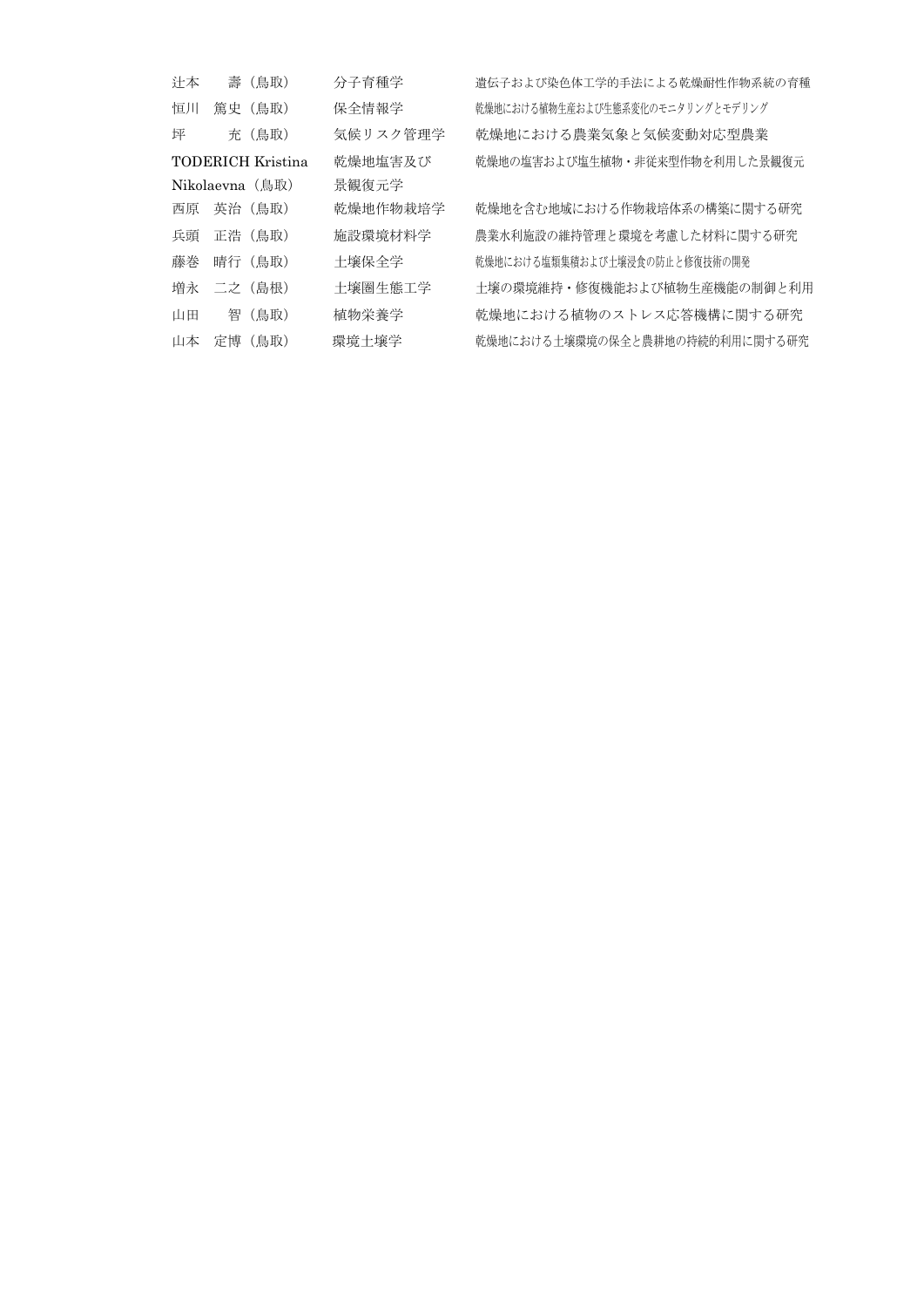| | | |
|---|---|---|
| 辻本　　壽（鳥取） | 分子育種学 | 遺伝子および染色体工学的手法による乾燥耐性作物系統の育種 |
| 恒川　篤史（鳥取） | 保全情報学 | 乾燥地における植物生産および生態系変化のモニタリングとモデリング |
| 坪　　　充（鳥取） | 気候リスク管理学 | 乾燥地における農業気象と気候変動対応型農業 |
| TODERICH Kristina Nikolaevna（鳥取） | 乾燥地塩害及び景観復元学 | 乾燥地の塩害および塩生植物・非従来型作物を利用した景観復元 |
| 西原　英治（鳥取） | 乾燥地作物栽培学 | 乾燥地を含む地域における作物栽培体系の構築に関する研究 |
| 兵頭　正浩（鳥取） | 施設環境材料学 | 農業水利施設の維持管理と環境を考慮した材料に関する研究 |
| 藤巻　晴行（鳥取） | 土壌保全学 | 乾燥地における塩類集積および土壌浸食の防止と修復技術の開発 |
| 増永　二之（島根） | 土壌圏生態工学 | 土壌の環境維持・修復機能および植物生産機能の制御と利用 |
| 山田　　智（鳥取） | 植物栄養学 | 乾燥地における植物のストレス応答機構に関する研究 |
| 山本　定博（鳥取） | 環境土壌学 | 乾燥地における土壌環境の保全と農耕地の持続的利用に関する研究 |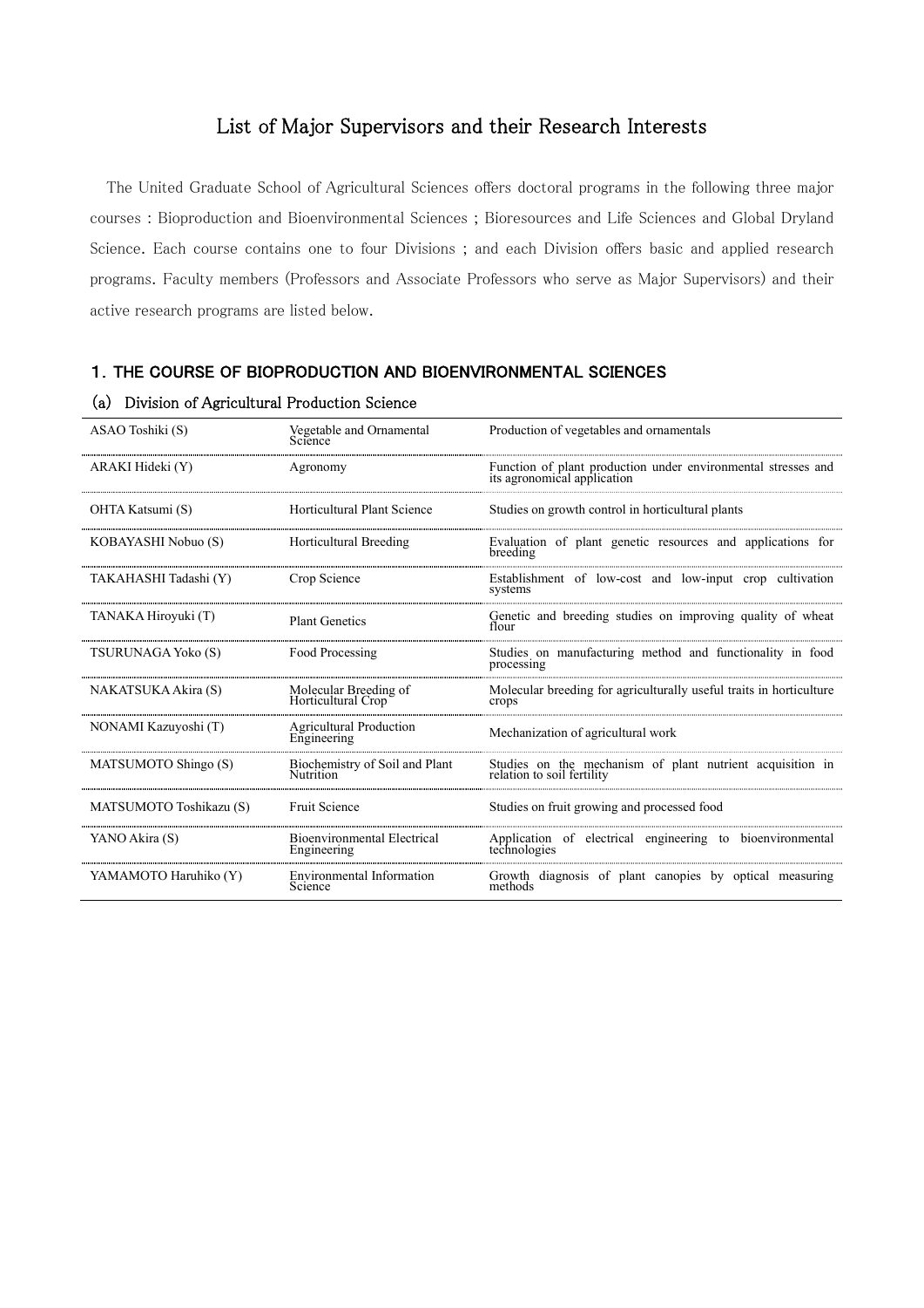# List of Major Supervisors and their Research Interests

The United Graduate School of Agricultural Sciences offers doctoral programs in the following three major courses : Bioproduction and Bioenvironmental Sciences ; Bioresources and Life Sciences and Global Dryland Science. Each course contains one to four Divisions ; and each Division offers basic and applied research programs. Faculty members (Professors and Associate Professors who serve as Major Supervisors) and their active research programs are listed below.

## 1. THE COURSE OF BIOPRODUCTION AND BIOENVIRONMENTAL SCIENCES

### (a) Division of Agricultural Production Science

| | | |
|---|---|---|
| ASAO Toshiki (S) | Vegetable and Ornamental Science | Production of vegetables and ornamentals |
| ARAKI Hideki (Y) | Agronomy | Function of plant production under environmental stresses and its agronomical application |
| OHTA Katsumi (S) | Horticultural Plant Science | Studies on growth control in horticultural plants |
| KOBAYASHI Nobuo (S) | Horticultural Breeding | Evaluation of plant genetic resources and applications for breeding |
| TAKAHASHI Tadashi (Y) | Crop Science | Establishment of low-cost and low-input crop cultivation systems |
| TANAKA Hiroyuki (T) | Plant Genetics | Genetic and breeding studies on improving quality of wheat flour |
| TSURUNAGA Yoko (S) | Food Processing | Studies on manufacturing method and functionality in food processing |
| NAKATSUKA Akira (S) | Molecular Breeding of Horticultural Crop | Molecular breeding for agriculturally useful traits in horticulture crops |
| NONAMI Kazuyoshi (T) | Agricultural Production Engineering | Mechanization of agricultural work |
| MATSUMOTO Shingo (S) | Biochemistry of Soil and Plant Nutrition | Studies on the mechanism of plant nutrient acquisition in relation to soil fertility |
| MATSUMOTO Toshikazu (S) | Fruit Science | Studies on fruit growing and processed food |
| YANO Akira (S) | Bioenvironmental Electrical Engineering | Application of electrical engineering to bioenvironmental technologies |
| YAMAMOTO Haruhiko (Y) | Environmental Information Science | Growth diagnosis of plant canopies by optical measuring methods |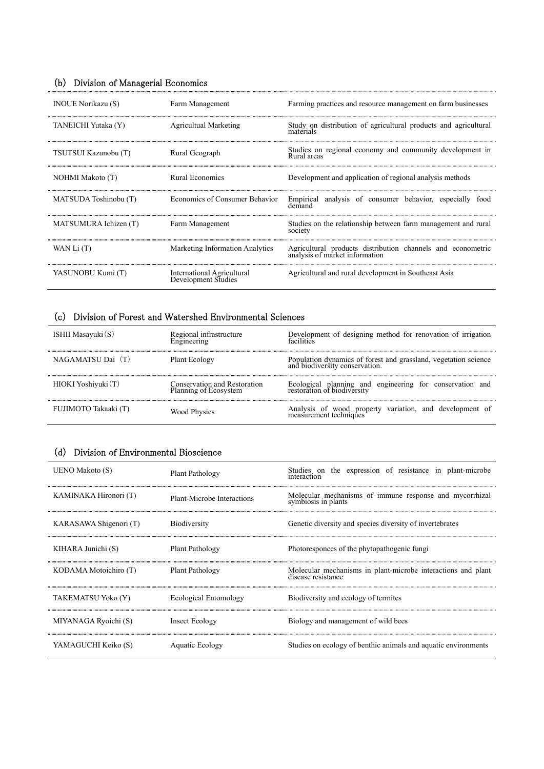### (b) Division of Managerial Economics

| | | |
|---|---|---|
| INOUE Norikazu (S) | Farm Management | Farming practices and resource management on farm businesses |
| TANEICHI Yutaka (Y) | Agricultual Marketing | Study on distribution of agricultural products and agricultural materials |
| TSUTSUI Kazunobu (T) | Rural Geograph | Studies on regional economy and community development in Rural areas |
| NOHMI Makoto (T) | Rural Economics | Development and application of regional analysis methods |
| MATSUDA Toshinobu (T) | Economics of Consumer Behavior | Empirical analysis of consumer behavior, especially food demand |
| MATSUMURA Ichizen (T) | Farm Management | Studies on the relationship between farm management and rural society |
| WAN Li (T) | Marketing Information Analytics | Agricultural products distribution channels and econometric analysis of market information |
| YASUNOBU Kumi (T) | International Agricultural Development Studies | Agricultural and rural development in Southeast Asia |

### (c) Division of Forest and Watershed Environmental Sciences

| | | |
|---|---|---|
| ISHII Masayuki（S） | Regional infrastructure Engineering | Development of designing method for renovation of irrigation facilities |
| NAGAMATSU Dai （T） | Plant Ecology | Population dynamics of forest and grassland, vegetation science and biodiversity conservation. |
| HIOKI Yoshiyuki（T） | Conservation and Restoration Planning of Ecosystem | Ecological planning and engineering for conservation and restoration of biodiversity |
| FUJIMOTO Takaaki (T) | Wood Physics | Analysis of wood property variation, and development of measurement techniques |

### (d) Division of Environmental Bioscience

| | | |
|---|---|---|
| UENO Makoto (S) | Plant Pathology | Studies on the expression of resistance in plant-microbe interaction |
| KAMINAKA Hironori (T) | Plant-Microbe Interactions | Molecular mechanisms of immune response and mycorrhizal symbiosis in plants |
| KARASAWA Shigenori (T) | Biodiversity | Genetic diversity and species diversity of invertebrates |
| KIHARA Junichi (S) | Plant Pathology | Photoresponces of the phytopathogenic fungi |
| KODAMA Motoichiro (T) | Plant Pathology | Molecular mechanisms in plant-microbe interactions and plant disease resistance |
| TAKEMATSU Yoko (Y) | Ecological Entomology | Biodiversity and ecology of termites |
| MIYANAGA Ryoichi (S) | Insect Ecology | Biology and management of wild bees |
| YAMAGUCHI Keiko (S) | Aquatic Ecology | Studies on ecology of benthic animals and aquatic environments |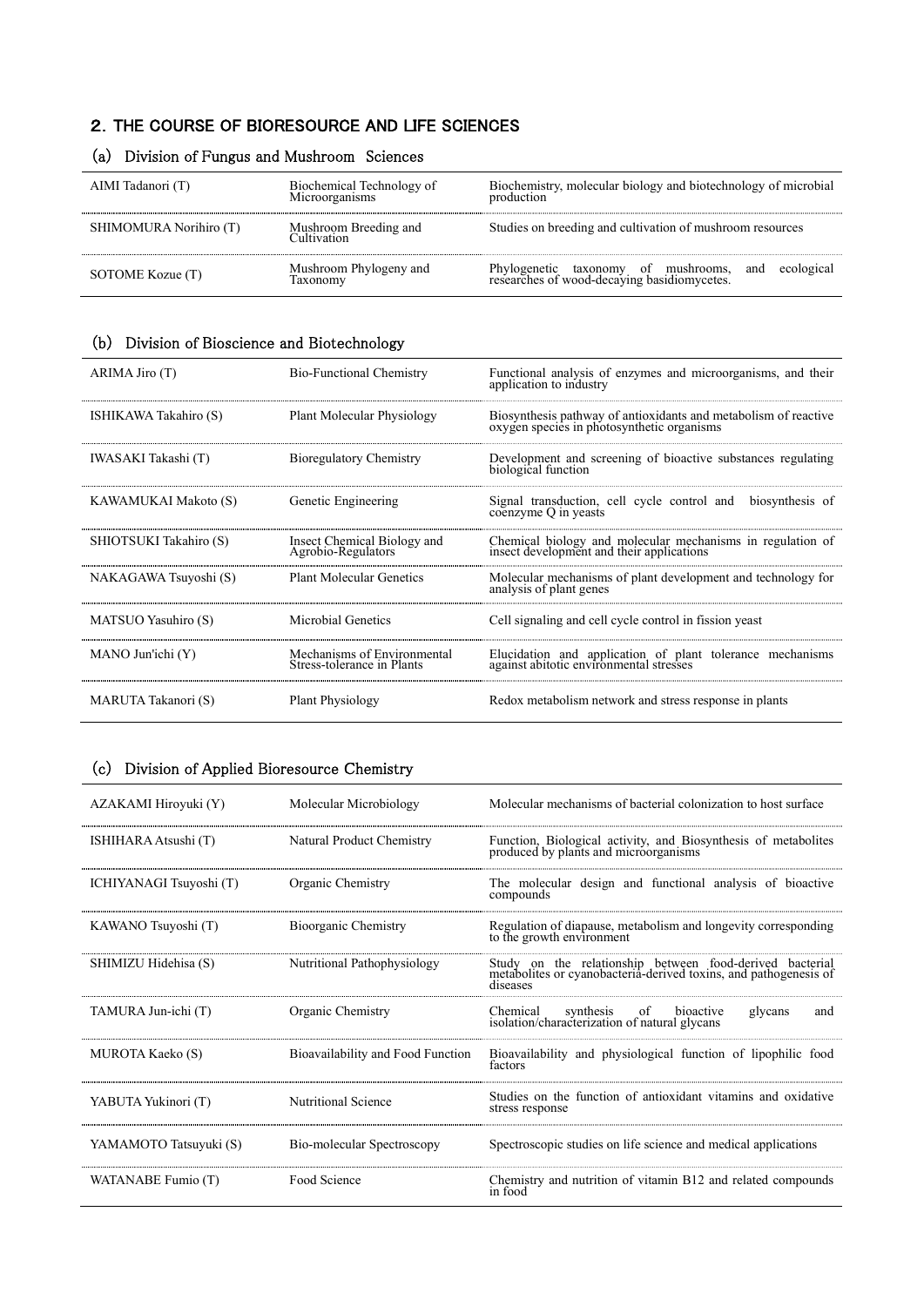## 2. THE COURSE OF BIORESOURCE AND LIFE SCIENCES

### (a) Division of Fungus and Mushroom Sciences

| | | |
|---|---|---|
| AIMI Tadanori (T) | Biochemical Technology of Microorganisms | Biochemistry, molecular biology and biotechnology of microbial production |
| SHIMOMURA Norihiro (T) | Mushroom Breeding and Cultivation | Studies on breeding and cultivation of mushroom resources |
| SOTOME Kozue (T) | Mushroom Phylogeny and Taxonomy | Phylogenetic taxonomy of mushrooms, and ecological researches of wood-decaying basidiomycetes. |

### (b) Division of Bioscience and Biotechnology

| | | |
|---|---|---|
| ARIMA Jiro (T) | Bio-Functional Chemistry | Functional analysis of enzymes and microorganisms, and their application to industry |
| ISHIKAWA Takahiro (S) | Plant Molecular Physiology | Biosynthesis pathway of antioxidants and metabolism of reactive oxygen species in photosynthetic organisms |
| IWASAKI Takashi (T) | Bioregulatory Chemistry | Development and screening of bioactive substances regulating biological function |
| KAWAMUKAI Makoto (S) | Genetic Engineering | Signal transduction, cell cycle control and biosynthesis of coenzyme Q in yeasts |
| SHIOTSUKI Takahiro (S) | Insect Chemical Biology and Agrobio-Regulators | Chemical biology and molecular mechanisms in regulation of insect development and their applications |
| NAKAGAWA Tsuyoshi (S) | Plant Molecular Genetics | Molecular mechanisms of plant development and technology for analysis of plant genes |
| MATSUO Yasuhiro (S) | Microbial Genetics | Cell signaling and cell cycle control in fission yeast |
| MANO Jun'ichi (Y) | Mechanisms of Environmental Stress-tolerance in Plants | Elucidation and application of plant tolerance mechanisms against abitotic environmental stresses |
| MARUTA Takanori (S) | Plant Physiology | Redox metabolism network and stress response in plants |

### (c) Division of Applied Bioresource Chemistry

| | | |
|---|---|---|
| AZAKAMI Hiroyuki (Y) | Molecular Microbiology | Molecular mechanisms of bacterial colonization to host surface |
| ISHIHARA Atsushi (T) | Natural Product Chemistry | Function, Biological activity, and Biosynthesis of metabolites produced by plants and microorganisms |
| ICHIYANAGI Tsuyoshi (T) | Organic Chemistry | The molecular design and functional analysis of bioactive compounds |
| KAWANO Tsuyoshi (T) | Bioorganic Chemistry | Regulation of diapause, metabolism and longevity corresponding to the growth environment |
| SHIMIZU Hidehisa (S) | Nutritional Pathophysiology | Study on the relationship between food-derived bacterial metabolites or cyanobacteria-derived toxins, and pathogenesis of diseases |
| TAMURA Jun-ichi (T) | Organic Chemistry | Chemical synthesis of bioactive glycans and isolation/characterization of natural glycans |
| MUROTA Kaeko (S) | Bioavailability and Food Function | Bioavailability and physiological function of lipophilic food factors |
| YABUTA Yukinori (T) | Nutritional Science | Studies on the function of antioxidant vitamins and oxidative stress response |
| YAMAMOTO Tatsuyuki (S) | Bio-molecular Spectroscopy | Spectroscopic studies on life science and medical applications |
| WATANABE Fumio (T) | Food Science | Chemistry and nutrition of vitamin B12 and related compounds in food |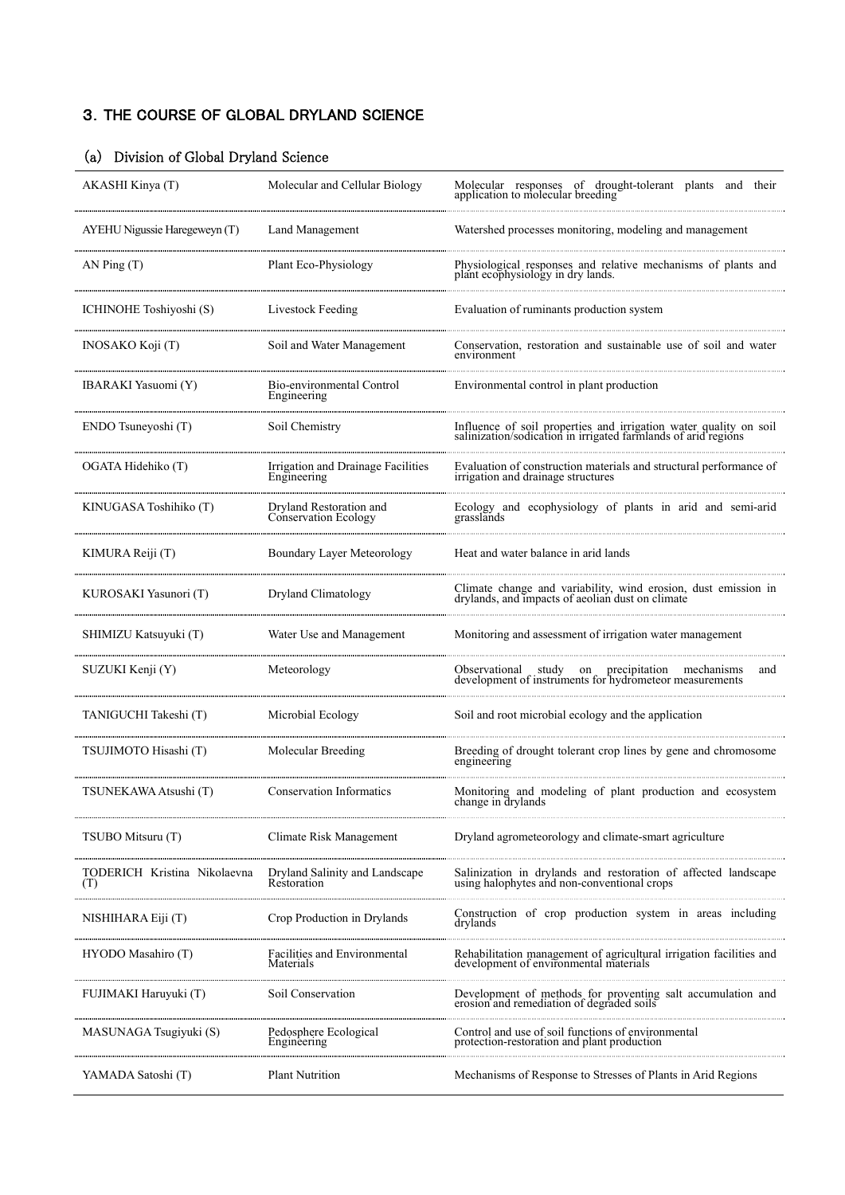## 3. THE COURSE OF GLOBAL DRYLAND SCIENCE

### (a) Division of Global Dryland Science

| | | |
|---|---|---|
| AKASHI Kinya (T) | Molecular and Cellular Biology | Molecular responses of drought-tolerant plants and their application to molecular breeding |
| AYEHU Nigussie Haregeweyn (T) | Land Management | Watershed processes monitoring, modeling and management |
| AN Ping (T) | Plant Eco-Physiology | Physiological responses and relative mechanisms of plants and plant ecophysiology in dry lands. |
| ICHINOHE Toshiyoshi (S) | Livestock Feeding | Evaluation of ruminants production system |
| INOSAKO Koji (T) | Soil and Water Management | Conservation, restoration and sustainable use of soil and water environment |
| IBARAKI Yasuomi (Y) | Bio-environmental Control Engineering | Environmental control in plant production |
| ENDO Tsuneyoshi (T) | Soil Chemistry | Influence of soil properties and irrigation water quality on soil salinization/sodication in irrigated farmlands of arid regions |
| OGATA Hidehiko (T) | Irrigation and Drainage Facilities Engineering | Evaluation of construction materials and structural performance of irrigation and drainage structures |
| KINUGASA Toshihiko (T) | Dryland Restoration and Conservation Ecology | Ecology and ecophysiology of plants in arid and semi-arid grasslands |
| KIMURA Reiji (T) | Boundary Layer Meteorology | Heat and water balance in arid lands |
| KUROSAKI Yasunori (T) | Dryland Climatology | Climate change and variability, wind erosion, dust emission in drylands, and impacts of aeolian dust on climate |
| SHIMIZU Katsuyuki (T) | Water Use and Management | Monitoring and assessment of irrigation water management |
| SUZUKI Kenji (Y) | Meteorology | Observational study on precipitation mechanisms and development of instruments for hydrometeor measurements |
| TANIGUCHI Takeshi (T) | Microbial Ecology | Soil and root microbial ecology and the application |
| TSUJIMOTO Hisashi (T) | Molecular Breeding | Breeding of drought tolerant crop lines by gene and chromosome engineering |
| TSUNEKAWA Atsushi (T) | Conservation Informatics | Monitoring and modeling of plant production and ecosystem change in drylands |
| TSUBO Mitsuru (T) | Climate Risk Management | Dryland agrometeorology and climate-smart agriculture |
| TODERICH Kristina Nikolaevna (T) | Dryland Salinity and Landscape Restoration | Salinization in drylands and restoration of affected landscape using halophytes and non-conventional crops |
| NISHIHARA Eiji (T) | Crop Production in Drylands | Construction of crop production system in areas including drylands |
| HYODO Masahiro (T) | Facilities and Environmental Materials | Rehabilitation management of agricultural irrigation facilities and development of environmental materials |
| FUJIMAKI Haruyuki (T) | Soil Conservation | Development of methods for proventing salt accumulation and erosion and remediation of degraded soils |
| MASUNAGA Tsugiyuki (S) | Pedosphere Ecological Engineering | Control and use of soil functions of environmental protection-restoration and plant production |
| YAMADA Satoshi (T) | Plant Nutrition | Mechanisms of Response to Stresses of Plants in Arid Regions |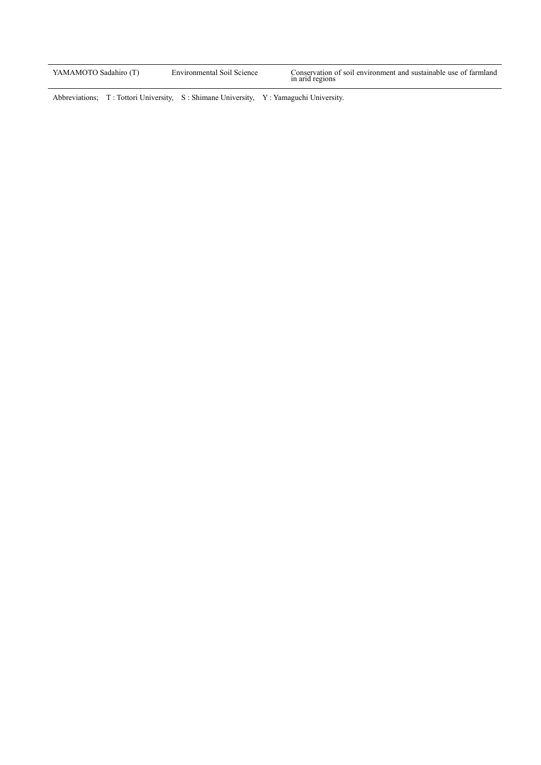| | | |
|---|---|---|
| YAMAMOTO Sadahiro (T) | Environmental Soil Science | Conservation of soil environment and sustainable use of farmland in arid regions |

Abbreviations;  T : Tottori University,  S : Shimane University,  Y : Yamaguchi University.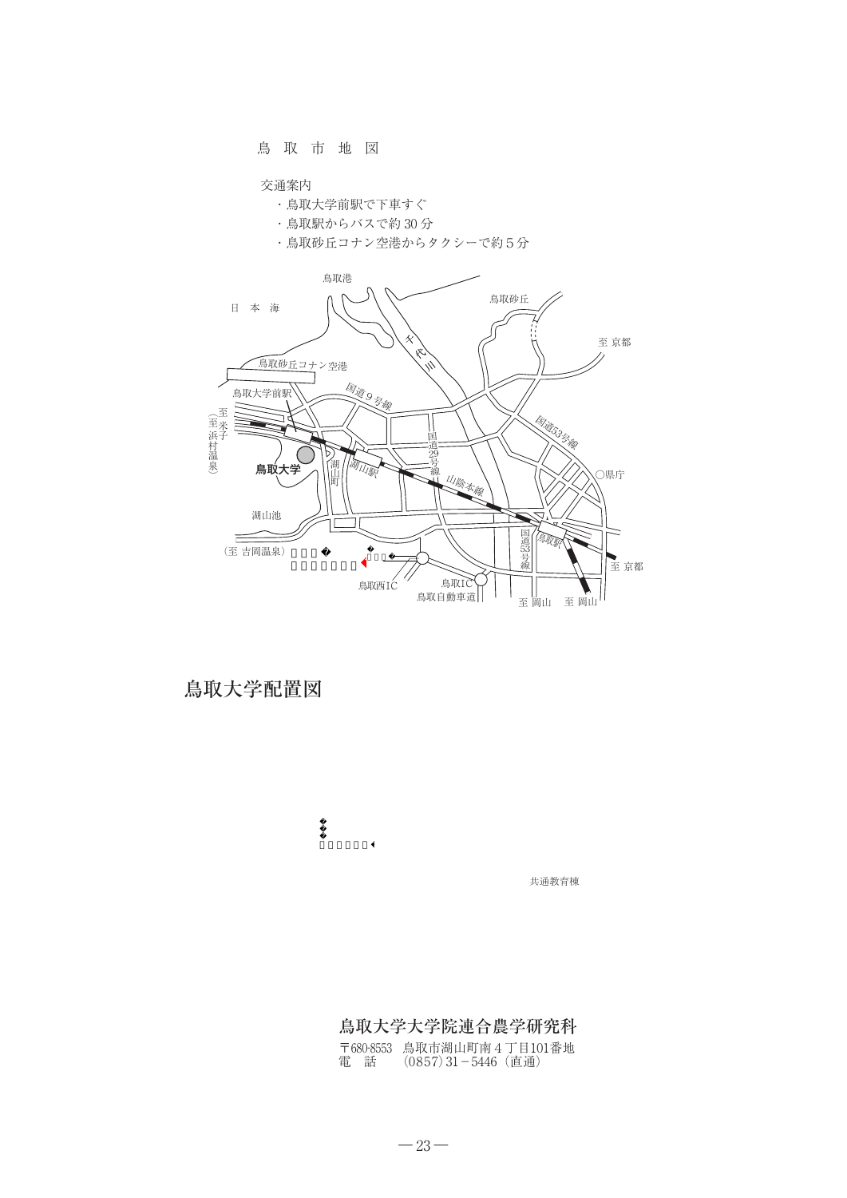鳥 取 市 地 図

交通案内

- 鳥取大学前駅で下車すぐ
- 鳥取駅からバスで約 30 分
- 鳥取砂丘コナン空港からタクシーで約５分

鳥取港
日 本 海
鳥取砂丘
至 京都
千代川
鳥取砂丘コナン空港
鳥取大学前駅
国道９号線
至 米子（至 浜村温泉）
国道53号線
鳥取大学
湖山町
湖山駅
国道29号線
山陰本線
○県庁
湖山池
国道53号線
鳥取駅
（至 吉岡温泉）
至 京都
鳥取西IC
鳥取IC
鳥取自動車道
至 岡山
至 岡山

## 鳥取大学配置図

共通教育棟

**鳥取大学大学院連合農学研究科**

〒680-8553 鳥取市湖山町南４丁目101番地
電 話 (0857)31－5446（直通）